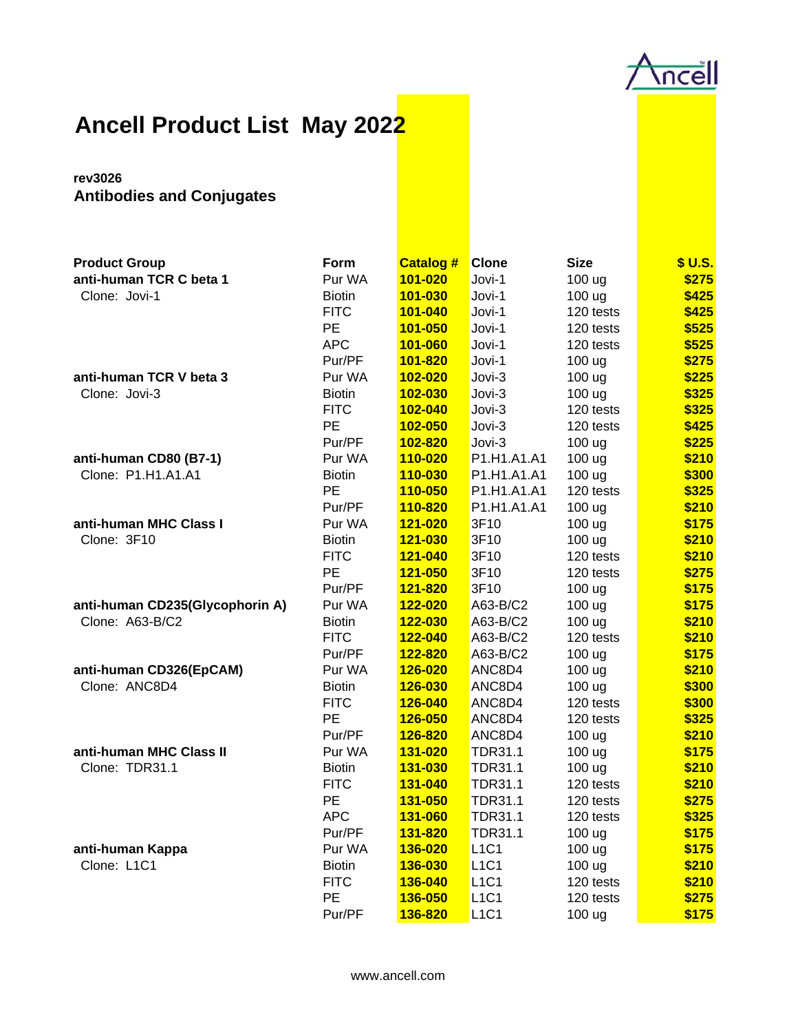# Ancell Product List May 2022

**rev3026**

## Antibodies and Conjugates

| Product Group | Form | Catalog # | Clone | Size | $ U.S. |
|---|---|---|---|---|---|
| **anti-human TCR C beta 1** | Pur WA | **101-020** | Jovi-1 | 100 ug | **$275** |
| Clone: Jovi-1 | Biotin | **101-030** | Jovi-1 | 100 ug | **$425** |
| | FITC | **101-040** | Jovi-1 | 120 tests | **$425** |
| | PE | **101-050** | Jovi-1 | 120 tests | **$525** |
| | APC | **101-060** | Jovi-1 | 120 tests | **$525** |
| | Pur/PF | **101-820** | Jovi-1 | 100 ug | **$275** |
| **anti-human TCR V beta 3** | Pur WA | **102-020** | Jovi-3 | 100 ug | **$225** |
| Clone: Jovi-3 | Biotin | **102-030** | Jovi-3 | 100 ug | **$325** |
| | FITC | **102-040** | Jovi-3 | 120 tests | **$325** |
| | PE | **102-050** | Jovi-3 | 120 tests | **$425** |
| | Pur/PF | **102-820** | Jovi-3 | 100 ug | **$225** |
| **anti-human CD80 (B7-1)** | Pur WA | **110-020** | P1.H1.A1.A1 | 100 ug | **$210** |
| Clone: P1.H1.A1.A1 | Biotin | **110-030** | P1.H1.A1.A1 | 100 ug | **$300** |
| | PE | **110-050** | P1.H1.A1.A1 | 120 tests | **$325** |
| | Pur/PF | **110-820** | P1.H1.A1.A1 | 100 ug | **$210** |
| **anti-human MHC Class I** | Pur WA | **121-020** | 3F10 | 100 ug | **$175** |
| Clone: 3F10 | Biotin | **121-030** | 3F10 | 100 ug | **$210** |
| | FITC | **121-040** | 3F10 | 120 tests | **$210** |
| | PE | **121-050** | 3F10 | 120 tests | **$275** |
| | Pur/PF | **121-820** | 3F10 | 100 ug | **$175** |
| **anti-human CD235(Glycophorin A)** | Pur WA | **122-020** | A63-B/C2 | 100 ug | **$175** |
| Clone: A63-B/C2 | Biotin | **122-030** | A63-B/C2 | 100 ug | **$210** |
| | FITC | **122-040** | A63-B/C2 | 120 tests | **$210** |
| | Pur/PF | **122-820** | A63-B/C2 | 100 ug | **$175** |
| **anti-human CD326(EpCAM)** | Pur WA | **126-020** | ANC8D4 | 100 ug | **$210** |
| Clone: ANC8D4 | Biotin | **126-030** | ANC8D4 | 100 ug | **$300** |
| | FITC | **126-040** | ANC8D4 | 120 tests | **$300** |
| | PE | **126-050** | ANC8D4 | 120 tests | **$325** |
| | Pur/PF | **126-820** | ANC8D4 | 100 ug | **$210** |
| **anti-human MHC Class II** | Pur WA | **131-020** | TDR31.1 | 100 ug | **$175** |
| Clone: TDR31.1 | Biotin | **131-030** | TDR31.1 | 100 ug | **$210** |
| | FITC | **131-040** | TDR31.1 | 120 tests | **$210** |
| | PE | **131-050** | TDR31.1 | 120 tests | **$275** |
| | APC | **131-060** | TDR31.1 | 120 tests | **$325** |
| | Pur/PF | **131-820** | TDR31.1 | 100 ug | **$175** |
| **anti-human Kappa** | Pur WA | **136-020** | L1C1 | 100 ug | **$175** |
| Clone: L1C1 | Biotin | **136-030** | L1C1 | 100 ug | **$210** |
| | FITC | **136-040** | L1C1 | 120 tests | **$210** |
| | PE | **136-050** | L1C1 | 120 tests | **$275** |
| | Pur/PF | **136-820** | L1C1 | 100 ug | **$175** |

www.ancell.com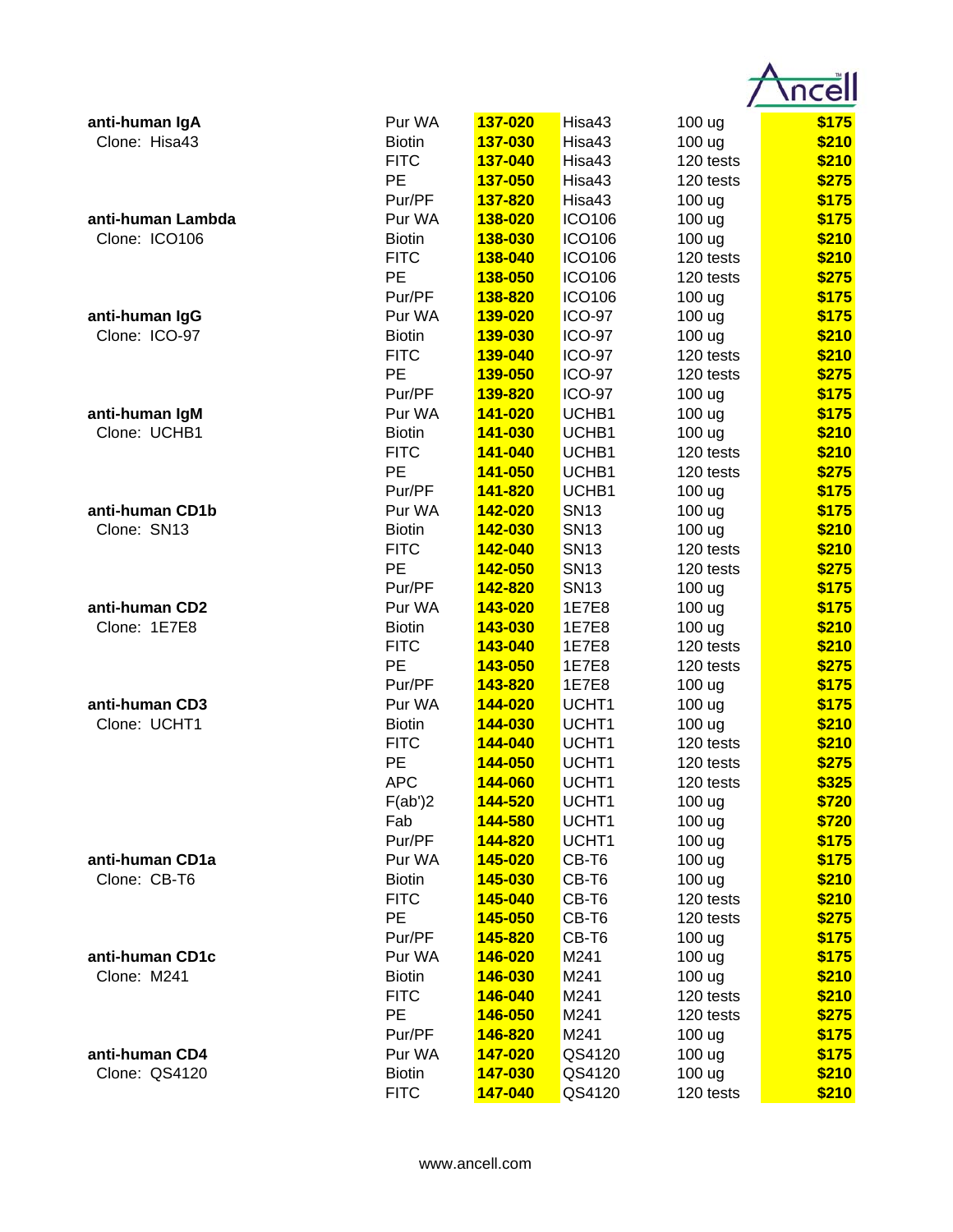| | | | | | |
|---|---|---|---|---|---|
| **anti-human IgA** | Pur WA | **137-020** | Hisa43 | 100 ug | **$175** |
| Clone: Hisa43 | Biotin | **137-030** | Hisa43 | 100 ug | **$210** |
| | FITC | **137-040** | Hisa43 | 120 tests | **$210** |
| | PE | **137-050** | Hisa43 | 120 tests | **$275** |
| | Pur/PF | **137-820** | Hisa43 | 100 ug | **$175** |
| **anti-human Lambda** | Pur WA | **138-020** | ICO106 | 100 ug | **$175** |
| Clone: ICO106 | Biotin | **138-030** | ICO106 | 100 ug | **$210** |
| | FITC | **138-040** | ICO106 | 120 tests | **$210** |
| | PE | **138-050** | ICO106 | 120 tests | **$275** |
| | Pur/PF | **138-820** | ICO106 | 100 ug | **$175** |
| **anti-human IgG** | Pur WA | **139-020** | ICO-97 | 100 ug | **$175** |
| Clone: ICO-97 | Biotin | **139-030** | ICO-97 | 100 ug | **$210** |
| | FITC | **139-040** | ICO-97 | 120 tests | **$210** |
| | PE | **139-050** | ICO-97 | 120 tests | **$275** |
| | Pur/PF | **139-820** | ICO-97 | 100 ug | **$175** |
| **anti-human IgM** | Pur WA | **141-020** | UCHB1 | 100 ug | **$175** |
| Clone: UCHB1 | Biotin | **141-030** | UCHB1 | 100 ug | **$210** |
| | FITC | **141-040** | UCHB1 | 120 tests | **$210** |
| | PE | **141-050** | UCHB1 | 120 tests | **$275** |
| | Pur/PF | **141-820** | UCHB1 | 100 ug | **$175** |
| **anti-human CD1b** | Pur WA | **142-020** | SN13 | 100 ug | **$175** |
| Clone: SN13 | Biotin | **142-030** | SN13 | 100 ug | **$210** |
| | FITC | **142-040** | SN13 | 120 tests | **$210** |
| | PE | **142-050** | SN13 | 120 tests | **$275** |
| | Pur/PF | **142-820** | SN13 | 100 ug | **$175** |
| **anti-human CD2** | Pur WA | **143-020** | 1E7E8 | 100 ug | **$175** |
| Clone: 1E7E8 | Biotin | **143-030** | 1E7E8 | 100 ug | **$210** |
| | FITC | **143-040** | 1E7E8 | 120 tests | **$210** |
| | PE | **143-050** | 1E7E8 | 120 tests | **$275** |
| | Pur/PF | **143-820** | 1E7E8 | 100 ug | **$175** |
| **anti-human CD3** | Pur WA | **144-020** | UCHT1 | 100 ug | **$175** |
| Clone: UCHT1 | Biotin | **144-030** | UCHT1 | 100 ug | **$210** |
| | FITC | **144-040** | UCHT1 | 120 tests | **$210** |
| | PE | **144-050** | UCHT1 | 120 tests | **$275** |
| | APC | **144-060** | UCHT1 | 120 tests | **$325** |
| | F(ab')2 | **144-520** | UCHT1 | 100 ug | **$720** |
| | Fab | **144-580** | UCHT1 | 100 ug | **$720** |
| | Pur/PF | **144-820** | UCHT1 | 100 ug | **$175** |
| **anti-human CD1a** | Pur WA | **145-020** | CB-T6 | 100 ug | **$175** |
| Clone: CB-T6 | Biotin | **145-030** | CB-T6 | 100 ug | **$210** |
| | FITC | **145-040** | CB-T6 | 120 tests | **$210** |
| | PE | **145-050** | CB-T6 | 120 tests | **$275** |
| | Pur/PF | **145-820** | CB-T6 | 100 ug | **$175** |
| **anti-human CD1c** | Pur WA | **146-020** | M241 | 100 ug | **$175** |
| Clone: M241 | Biotin | **146-030** | M241 | 100 ug | **$210** |
| | FITC | **146-040** | M241 | 120 tests | **$210** |
| | PE | **146-050** | M241 | 120 tests | **$275** |
| | Pur/PF | **146-820** | M241 | 100 ug | **$175** |
| **anti-human CD4** | Pur WA | **147-020** | QS4120 | 100 ug | **$175** |
| Clone: QS4120 | Biotin | **147-030** | QS4120 | 100 ug | **$210** |
| | FITC | **147-040** | QS4120 | 120 tests | **$210** |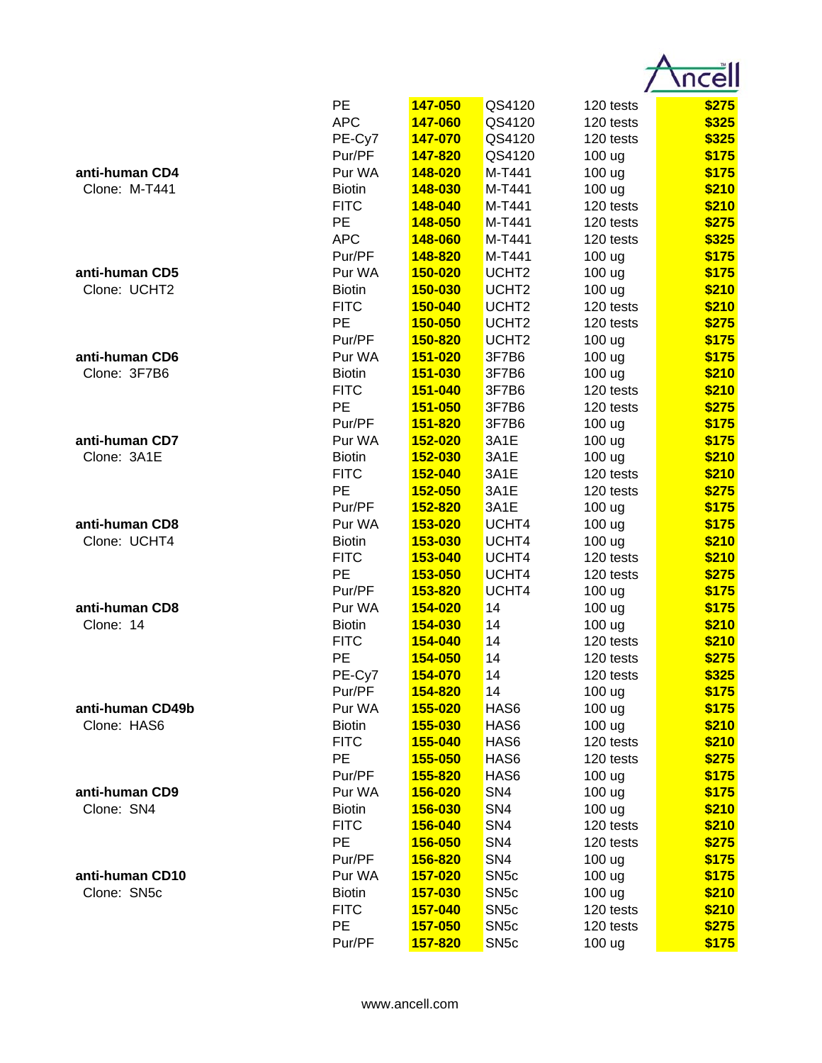| | | | | | |
|---|---|---|---|---|---|
| | PE | **147-050** | QS4120 | 120 tests | **$275** |
| | APC | **147-060** | QS4120 | 120 tests | **$325** |
| | PE-Cy7 | **147-070** | QS4120 | 120 tests | **$325** |
| | Pur/PF | **147-820** | QS4120 | 100 ug | **$175** |
| **anti-human CD4** | Pur WA | **148-020** | M-T441 | 100 ug | **$175** |
| Clone: M-T441 | Biotin | **148-030** | M-T441 | 100 ug | **$210** |
| | FITC | **148-040** | M-T441 | 120 tests | **$210** |
| | PE | **148-050** | M-T441 | 120 tests | **$275** |
| | APC | **148-060** | M-T441 | 120 tests | **$325** |
| | Pur/PF | **148-820** | M-T441 | 100 ug | **$175** |
| **anti-human CD5** | Pur WA | **150-020** | UCHT2 | 100 ug | **$175** |
| Clone: UCHT2 | Biotin | **150-030** | UCHT2 | 100 ug | **$210** |
| | FITC | **150-040** | UCHT2 | 120 tests | **$210** |
| | PE | **150-050** | UCHT2 | 120 tests | **$275** |
| | Pur/PF | **150-820** | UCHT2 | 100 ug | **$175** |
| **anti-human CD6** | Pur WA | **151-020** | 3F7B6 | 100 ug | **$175** |
| Clone: 3F7B6 | Biotin | **151-030** | 3F7B6 | 100 ug | **$210** |
| | FITC | **151-040** | 3F7B6 | 120 tests | **$210** |
| | PE | **151-050** | 3F7B6 | 120 tests | **$275** |
| | Pur/PF | **151-820** | 3F7B6 | 100 ug | **$175** |
| **anti-human CD7** | Pur WA | **152-020** | 3A1E | 100 ug | **$175** |
| Clone: 3A1E | Biotin | **152-030** | 3A1E | 100 ug | **$210** |
| | FITC | **152-040** | 3A1E | 120 tests | **$210** |
| | PE | **152-050** | 3A1E | 120 tests | **$275** |
| | Pur/PF | **152-820** | 3A1E | 100 ug | **$175** |
| **anti-human CD8** | Pur WA | **153-020** | UCHT4 | 100 ug | **$175** |
| Clone: UCHT4 | Biotin | **153-030** | UCHT4 | 100 ug | **$210** |
| | FITC | **153-040** | UCHT4 | 120 tests | **$210** |
| | PE | **153-050** | UCHT4 | 120 tests | **$275** |
| | Pur/PF | **153-820** | UCHT4 | 100 ug | **$175** |
| **anti-human CD8** | Pur WA | **154-020** | 14 | 100 ug | **$175** |
| Clone: 14 | Biotin | **154-030** | 14 | 100 ug | **$210** |
| | FITC | **154-040** | 14 | 120 tests | **$210** |
| | PE | **154-050** | 14 | 120 tests | **$275** |
| | PE-Cy7 | **154-070** | 14 | 120 tests | **$325** |
| | Pur/PF | **154-820** | 14 | 100 ug | **$175** |
| **anti-human CD49b** | Pur WA | **155-020** | HAS6 | 100 ug | **$175** |
| Clone: HAS6 | Biotin | **155-030** | HAS6 | 100 ug | **$210** |
| | FITC | **155-040** | HAS6 | 120 tests | **$210** |
| | PE | **155-050** | HAS6 | 120 tests | **$275** |
| | Pur/PF | **155-820** | HAS6 | 100 ug | **$175** |
| **anti-human CD9** | Pur WA | **156-020** | SN4 | 100 ug | **$175** |
| Clone: SN4 | Biotin | **156-030** | SN4 | 100 ug | **$210** |
| | FITC | **156-040** | SN4 | 120 tests | **$210** |
| | PE | **156-050** | SN4 | 120 tests | **$275** |
| | Pur/PF | **156-820** | SN4 | 100 ug | **$175** |
| **anti-human CD10** | Pur WA | **157-020** | SN5c | 100 ug | **$175** |
| Clone: SN5c | Biotin | **157-030** | SN5c | 100 ug | **$210** |
| | FITC | **157-040** | SN5c | 120 tests | **$210** |
| | PE | **157-050** | SN5c | 120 tests | **$275** |
| | Pur/PF | **157-820** | SN5c | 100 ug | **$175** |

www.ancell.com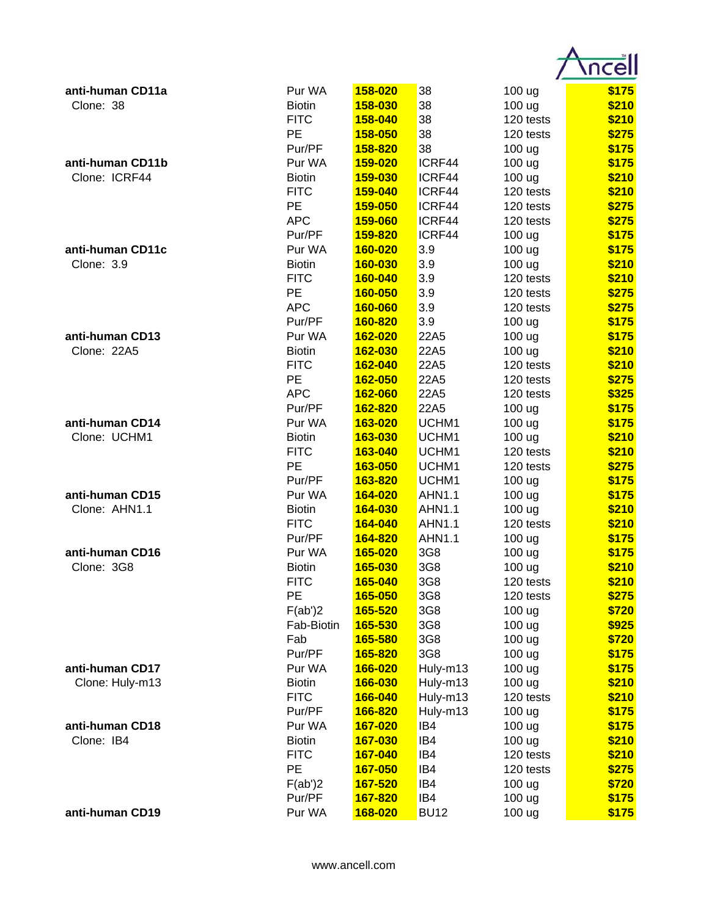| | | | | | |
|---|---|---|---|---|---|
| **anti-human CD11a** | Pur WA | **158-020** | 38 | 100 ug | **$175** |
| Clone: 38 | Biotin | **158-030** | 38 | 100 ug | **$210** |
| | FITC | **158-040** | 38 | 120 tests | **$210** |
| | PE | **158-050** | 38 | 120 tests | **$275** |
| | Pur/PF | **158-820** | 38 | 100 ug | **$175** |
| **anti-human CD11b** | Pur WA | **159-020** | ICRF44 | 100 ug | **$175** |
| Clone: ICRF44 | Biotin | **159-030** | ICRF44 | 100 ug | **$210** |
| | FITC | **159-040** | ICRF44 | 120 tests | **$210** |
| | PE | **159-050** | ICRF44 | 120 tests | **$275** |
| | APC | **159-060** | ICRF44 | 120 tests | **$275** |
| | Pur/PF | **159-820** | ICRF44 | 100 ug | **$175** |
| **anti-human CD11c** | Pur WA | **160-020** | 3.9 | 100 ug | **$175** |
| Clone: 3.9 | Biotin | **160-030** | 3.9 | 100 ug | **$210** |
| | FITC | **160-040** | 3.9 | 120 tests | **$210** |
| | PE | **160-050** | 3.9 | 120 tests | **$275** |
| | APC | **160-060** | 3.9 | 120 tests | **$275** |
| | Pur/PF | **160-820** | 3.9 | 100 ug | **$175** |
| **anti-human CD13** | Pur WA | **162-020** | 22A5 | 100 ug | **$175** |
| Clone: 22A5 | Biotin | **162-030** | 22A5 | 100 ug | **$210** |
| | FITC | **162-040** | 22A5 | 120 tests | **$210** |
| | PE | **162-050** | 22A5 | 120 tests | **$275** |
| | APC | **162-060** | 22A5 | 120 tests | **$325** |
| | Pur/PF | **162-820** | 22A5 | 100 ug | **$175** |
| **anti-human CD14** | Pur WA | **163-020** | UCHM1 | 100 ug | **$175** |
| Clone: UCHM1 | Biotin | **163-030** | UCHM1 | 100 ug | **$210** |
| | FITC | **163-040** | UCHM1 | 120 tests | **$210** |
| | PE | **163-050** | UCHM1 | 120 tests | **$275** |
| | Pur/PF | **163-820** | UCHM1 | 100 ug | **$175** |
| **anti-human CD15** | Pur WA | **164-020** | AHN1.1 | 100 ug | **$175** |
| Clone: AHN1.1 | Biotin | **164-030** | AHN1.1 | 100 ug | **$210** |
| | FITC | **164-040** | AHN1.1 | 120 tests | **$210** |
| | Pur/PF | **164-820** | AHN1.1 | 100 ug | **$175** |
| **anti-human CD16** | Pur WA | **165-020** | 3G8 | 100 ug | **$175** |
| Clone: 3G8 | Biotin | **165-030** | 3G8 | 100 ug | **$210** |
| | FITC | **165-040** | 3G8 | 120 tests | **$210** |
| | PE | **165-050** | 3G8 | 120 tests | **$275** |
| | F(ab')2 | **165-520** | 3G8 | 100 ug | **$720** |
| | Fab-Biotin | **165-530** | 3G8 | 100 ug | **$925** |
| | Fab | **165-580** | 3G8 | 100 ug | **$720** |
| | Pur/PF | **165-820** | 3G8 | 100 ug | **$175** |
| **anti-human CD17** | Pur WA | **166-020** | Huly-m13 | 100 ug | **$175** |
| Clone: Huly-m13 | Biotin | **166-030** | Huly-m13 | 100 ug | **$210** |
| | FITC | **166-040** | Huly-m13 | 120 tests | **$210** |
| | Pur/PF | **166-820** | Huly-m13 | 100 ug | **$175** |
| **anti-human CD18** | Pur WA | **167-020** | IB4 | 100 ug | **$175** |
| Clone: IB4 | Biotin | **167-030** | IB4 | 100 ug | **$210** |
| | FITC | **167-040** | IB4 | 120 tests | **$210** |
| | PE | **167-050** | IB4 | 120 tests | **$275** |
| | F(ab')2 | **167-520** | IB4 | 100 ug | **$720** |
| | Pur/PF | **167-820** | IB4 | 100 ug | **$175** |
| **anti-human CD19** | Pur WA | **168-020** | BU12 | 100 ug | **$175** |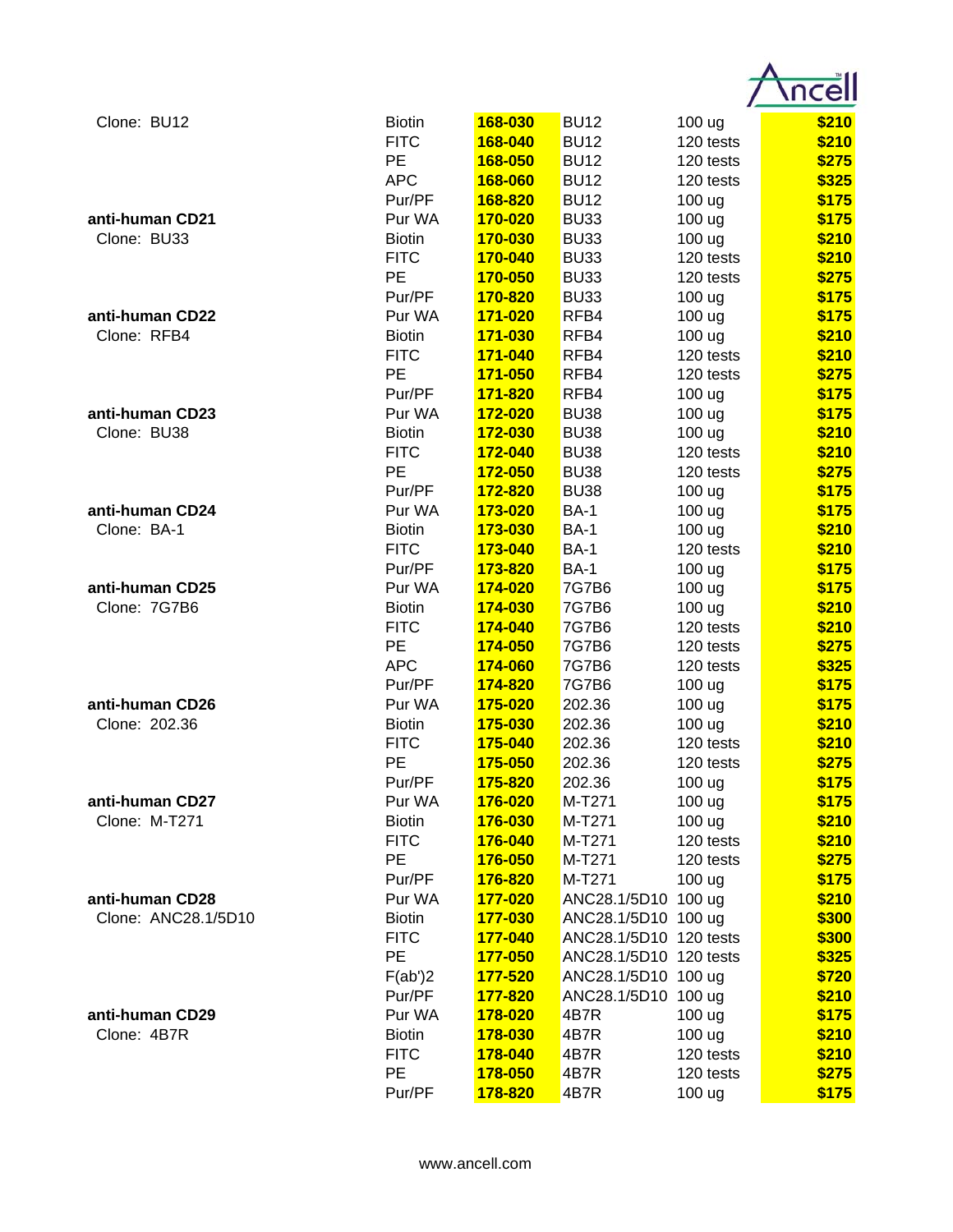| Product | Format | Cat. No. | Clone | Size | Price |
|---|---|---|---|---|---|
| Clone: BU12 | Biotin | **168-030** | BU12 | 100 ug | **$210** |
| | FITC | **168-040** | BU12 | 120 tests | **$210** |
| | PE | **168-050** | BU12 | 120 tests | **$275** |
| | APC | **168-060** | BU12 | 120 tests | **$325** |
| | Pur/PF | **168-820** | BU12 | 100 ug | **$175** |
| **anti-human CD21** | Pur WA | **170-020** | BU33 | 100 ug | **$175** |
| Clone: BU33 | Biotin | **170-030** | BU33 | 100 ug | **$210** |
| | FITC | **170-040** | BU33 | 120 tests | **$210** |
| | PE | **170-050** | BU33 | 120 tests | **$275** |
| | Pur/PF | **170-820** | BU33 | 100 ug | **$175** |
| **anti-human CD22** | Pur WA | **171-020** | RFB4 | 100 ug | **$175** |
| Clone: RFB4 | Biotin | **171-030** | RFB4 | 100 ug | **$210** |
| | FITC | **171-040** | RFB4 | 120 tests | **$210** |
| | PE | **171-050** | RFB4 | 120 tests | **$275** |
| | Pur/PF | **171-820** | RFB4 | 100 ug | **$175** |
| **anti-human CD23** | Pur WA | **172-020** | BU38 | 100 ug | **$175** |
| Clone: BU38 | Biotin | **172-030** | BU38 | 100 ug | **$210** |
| | FITC | **172-040** | BU38 | 120 tests | **$210** |
| | PE | **172-050** | BU38 | 120 tests | **$275** |
| | Pur/PF | **172-820** | BU38 | 100 ug | **$175** |
| **anti-human CD24** | Pur WA | **173-020** | BA-1 | 100 ug | **$175** |
| Clone: BA-1 | Biotin | **173-030** | BA-1 | 100 ug | **$210** |
| | FITC | **173-040** | BA-1 | 120 tests | **$210** |
| | Pur/PF | **173-820** | BA-1 | 100 ug | **$175** |
| **anti-human CD25** | Pur WA | **174-020** | 7G7B6 | 100 ug | **$175** |
| Clone: 7G7B6 | Biotin | **174-030** | 7G7B6 | 100 ug | **$210** |
| | FITC | **174-040** | 7G7B6 | 120 tests | **$210** |
| | PE | **174-050** | 7G7B6 | 120 tests | **$275** |
| | APC | **174-060** | 7G7B6 | 120 tests | **$325** |
| | Pur/PF | **174-820** | 7G7B6 | 100 ug | **$175** |
| **anti-human CD26** | Pur WA | **175-020** | 202.36 | 100 ug | **$175** |
| Clone: 202.36 | Biotin | **175-030** | 202.36 | 100 ug | **$210** |
| | FITC | **175-040** | 202.36 | 120 tests | **$210** |
| | PE | **175-050** | 202.36 | 120 tests | **$275** |
| | Pur/PF | **175-820** | 202.36 | 100 ug | **$175** |
| **anti-human CD27** | Pur WA | **176-020** | M-T271 | 100 ug | **$175** |
| Clone: M-T271 | Biotin | **176-030** | M-T271 | 100 ug | **$210** |
| | FITC | **176-040** | M-T271 | 120 tests | **$210** |
| | PE | **176-050** | M-T271 | 120 tests | **$275** |
| | Pur/PF | **176-820** | M-T271 | 100 ug | **$175** |
| **anti-human CD28** | Pur WA | **177-020** | ANC28.1/5D10 | 100 ug | **$210** |
| Clone: ANC28.1/5D10 | Biotin | **177-030** | ANC28.1/5D10 | 100 ug | **$300** |
| | FITC | **177-040** | ANC28.1/5D10 | 120 tests | **$300** |
| | PE | **177-050** | ANC28.1/5D10 | 120 tests | **$325** |
| | F(ab')2 | **177-520** | ANC28.1/5D10 | 100 ug | **$720** |
| | Pur/PF | **177-820** | ANC28.1/5D10 | 100 ug | **$210** |
| **anti-human CD29** | Pur WA | **178-020** | 4B7R | 100 ug | **$175** |
| Clone: 4B7R | Biotin | **178-030** | 4B7R | 100 ug | **$210** |
| | FITC | **178-040** | 4B7R | 120 tests | **$210** |
| | PE | **178-050** | 4B7R | 120 tests | **$275** |
| | Pur/PF | **178-820** | 4B7R | 100 ug | **$175** |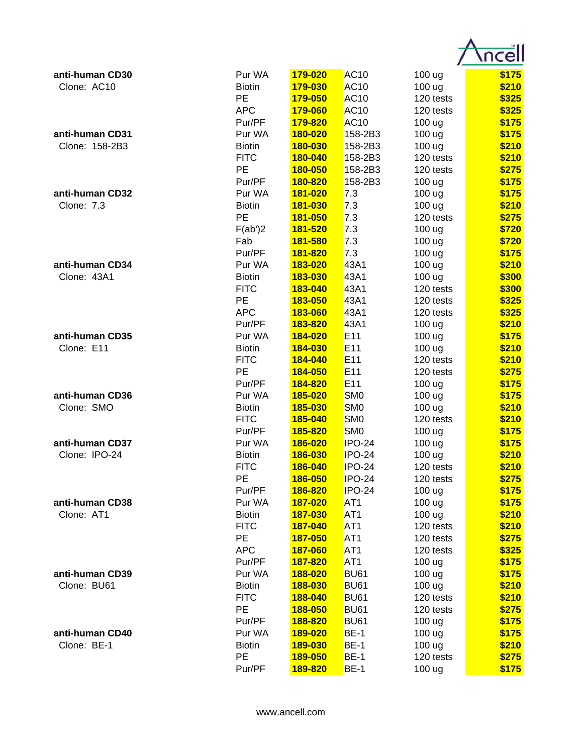| Product | Format | Cat. No. | Clone | Size | Price |
| --- | --- | --- | --- | --- | --- |
| **anti-human CD30** | Pur WA | **179-020** | AC10 | 100 ug | **$175** |
| Clone: AC10 | Biotin | **179-030** | AC10 | 100 ug | **$210** |
| | PE | **179-050** | AC10 | 120 tests | **$325** |
| | APC | **179-060** | AC10 | 120 tests | **$325** |
| | Pur/PF | **179-820** | AC10 | 100 ug | **$175** |
| **anti-human CD31** | Pur WA | **180-020** | 158-2B3 | 100 ug | **$175** |
| Clone: 158-2B3 | Biotin | **180-030** | 158-2B3 | 100 ug | **$210** |
| | FITC | **180-040** | 158-2B3 | 120 tests | **$210** |
| | PE | **180-050** | 158-2B3 | 120 tests | **$275** |
| | Pur/PF | **180-820** | 158-2B3 | 100 ug | **$175** |
| **anti-human CD32** | Pur WA | **181-020** | 7.3 | 100 ug | **$175** |
| Clone: 7.3 | Biotin | **181-030** | 7.3 | 100 ug | **$210** |
| | PE | **181-050** | 7.3 | 120 tests | **$275** |
| | F(ab')2 | **181-520** | 7.3 | 100 ug | **$720** |
| | Fab | **181-580** | 7.3 | 100 ug | **$720** |
| | Pur/PF | **181-820** | 7.3 | 100 ug | **$175** |
| **anti-human CD34** | Pur WA | **183-020** | 43A1 | 100 ug | **$210** |
| Clone: 43A1 | Biotin | **183-030** | 43A1 | 100 ug | **$300** |
| | FITC | **183-040** | 43A1 | 120 tests | **$300** |
| | PE | **183-050** | 43A1 | 120 tests | **$325** |
| | APC | **183-060** | 43A1 | 120 tests | **$325** |
| | Pur/PF | **183-820** | 43A1 | 100 ug | **$210** |
| **anti-human CD35** | Pur WA | **184-020** | E11 | 100 ug | **$175** |
| Clone: E11 | Biotin | **184-030** | E11 | 100 ug | **$210** |
| | FITC | **184-040** | E11 | 120 tests | **$210** |
| | PE | **184-050** | E11 | 120 tests | **$275** |
| | Pur/PF | **184-820** | E11 | 100 ug | **$175** |
| **anti-human CD36** | Pur WA | **185-020** | SM0 | 100 ug | **$175** |
| Clone: SMO | Biotin | **185-030** | SM0 | 100 ug | **$210** |
| | FITC | **185-040** | SM0 | 120 tests | **$210** |
| | Pur/PF | **185-820** | SM0 | 100 ug | **$175** |
| **anti-human CD37** | Pur WA | **186-020** | IPO-24 | 100 ug | **$175** |
| Clone: IPO-24 | Biotin | **186-030** | IPO-24 | 100 ug | **$210** |
| | FITC | **186-040** | IPO-24 | 120 tests | **$210** |
| | PE | **186-050** | IPO-24 | 120 tests | **$275** |
| | Pur/PF | **186-820** | IPO-24 | 100 ug | **$175** |
| **anti-human CD38** | Pur WA | **187-020** | AT1 | 100 ug | **$175** |
| Clone: AT1 | Biotin | **187-030** | AT1 | 100 ug | **$210** |
| | FITC | **187-040** | AT1 | 120 tests | **$210** |
| | PE | **187-050** | AT1 | 120 tests | **$275** |
| | APC | **187-060** | AT1 | 120 tests | **$325** |
| | Pur/PF | **187-820** | AT1 | 100 ug | **$175** |
| **anti-human CD39** | Pur WA | **188-020** | BU61 | 100 ug | **$175** |
| Clone: BU61 | Biotin | **188-030** | BU61 | 100 ug | **$210** |
| | FITC | **188-040** | BU61 | 120 tests | **$210** |
| | PE | **188-050** | BU61 | 120 tests | **$275** |
| | Pur/PF | **188-820** | BU61 | 100 ug | **$175** |
| **anti-human CD40** | Pur WA | **189-020** | BE-1 | 100 ug | **$175** |
| Clone: BE-1 | Biotin | **189-030** | BE-1 | 100 ug | **$210** |
| | PE | **189-050** | BE-1 | 120 tests | **$275** |
| | Pur/PF | **189-820** | BE-1 | 100 ug | **$175** |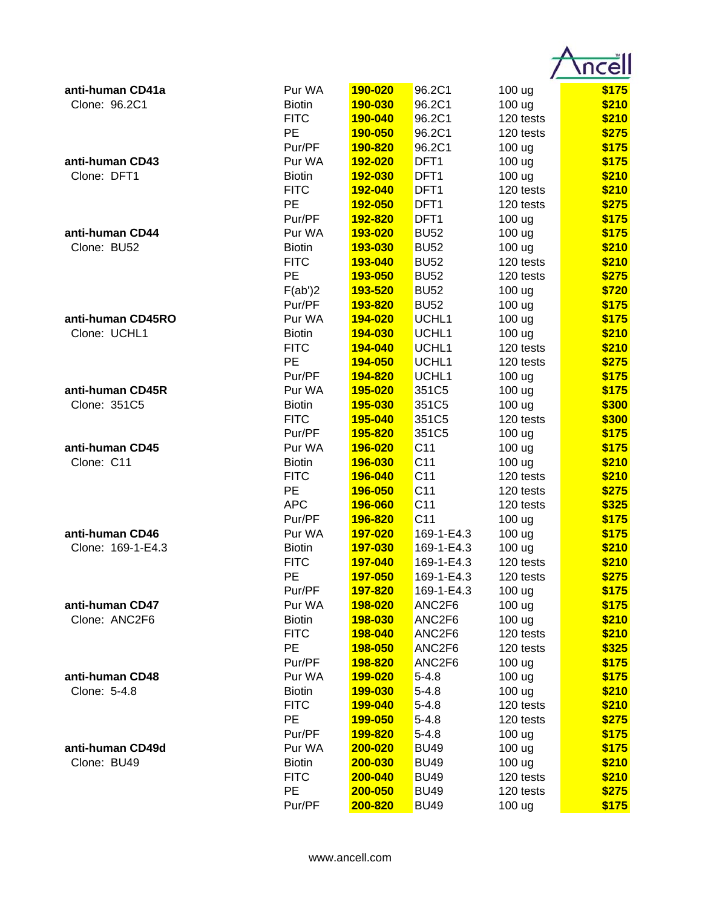| Product | Format | Cat. No. | Clone | Size | Price |
|---|---|---|---|---|---|
| **anti-human CD41a** | Pur WA | **190-020** | 96.2C1 | 100 ug | **$175** |
| Clone: 96.2C1 | Biotin | **190-030** | 96.2C1 | 100 ug | **$210** |
| | FITC | **190-040** | 96.2C1 | 120 tests | **$210** |
| | PE | **190-050** | 96.2C1 | 120 tests | **$275** |
| | Pur/PF | **190-820** | 96.2C1 | 100 ug | **$175** |
| **anti-human CD43** | Pur WA | **192-020** | DFT1 | 100 ug | **$175** |
| Clone: DFT1 | Biotin | **192-030** | DFT1 | 100 ug | **$210** |
| | FITC | **192-040** | DFT1 | 120 tests | **$210** |
| | PE | **192-050** | DFT1 | 120 tests | **$275** |
| | Pur/PF | **192-820** | DFT1 | 100 ug | **$175** |
| **anti-human CD44** | Pur WA | **193-020** | BU52 | 100 ug | **$175** |
| Clone: BU52 | Biotin | **193-030** | BU52 | 100 ug | **$210** |
| | FITC | **193-040** | BU52 | 120 tests | **$210** |
| | PE | **193-050** | BU52 | 120 tests | **$275** |
| | F(ab')2 | **193-520** | BU52 | 100 ug | **$720** |
| | Pur/PF | **193-820** | BU52 | 100 ug | **$175** |
| **anti-human CD45RO** | Pur WA | **194-020** | UCHL1 | 100 ug | **$175** |
| Clone: UCHL1 | Biotin | **194-030** | UCHL1 | 100 ug | **$210** |
| | FITC | **194-040** | UCHL1 | 120 tests | **$210** |
| | PE | **194-050** | UCHL1 | 120 tests | **$275** |
| | Pur/PF | **194-820** | UCHL1 | 100 ug | **$175** |
| **anti-human CD45R** | Pur WA | **195-020** | 351C5 | 100 ug | **$175** |
| Clone: 351C5 | Biotin | **195-030** | 351C5 | 100 ug | **$300** |
| | FITC | **195-040** | 351C5 | 120 tests | **$300** |
| | Pur/PF | **195-820** | 351C5 | 100 ug | **$175** |
| **anti-human CD45** | Pur WA | **196-020** | C11 | 100 ug | **$175** |
| Clone: C11 | Biotin | **196-030** | C11 | 100 ug | **$210** |
| | FITC | **196-040** | C11 | 120 tests | **$210** |
| | PE | **196-050** | C11 | 120 tests | **$275** |
| | APC | **196-060** | C11 | 120 tests | **$325** |
| | Pur/PF | **196-820** | C11 | 100 ug | **$175** |
| **anti-human CD46** | Pur WA | **197-020** | 169-1-E4.3 | 100 ug | **$175** |
| Clone: 169-1-E4.3 | Biotin | **197-030** | 169-1-E4.3 | 100 ug | **$210** |
| | FITC | **197-040** | 169-1-E4.3 | 120 tests | **$210** |
| | PE | **197-050** | 169-1-E4.3 | 120 tests | **$275** |
| | Pur/PF | **197-820** | 169-1-E4.3 | 100 ug | **$175** |
| **anti-human CD47** | Pur WA | **198-020** | ANC2F6 | 100 ug | **$175** |
| Clone: ANC2F6 | Biotin | **198-030** | ANC2F6 | 100 ug | **$210** |
| | FITC | **198-040** | ANC2F6 | 120 tests | **$210** |
| | PE | **198-050** | ANC2F6 | 120 tests | **$325** |
| | Pur/PF | **198-820** | ANC2F6 | 100 ug | **$175** |
| **anti-human CD48** | Pur WA | **199-020** | 5-4.8 | 100 ug | **$175** |
| Clone: 5-4.8 | Biotin | **199-030** | 5-4.8 | 100 ug | **$210** |
| | FITC | **199-040** | 5-4.8 | 120 tests | **$210** |
| | PE | **199-050** | 5-4.8 | 120 tests | **$275** |
| | Pur/PF | **199-820** | 5-4.8 | 100 ug | **$175** |
| **anti-human CD49d** | Pur WA | **200-020** | BU49 | 100 ug | **$175** |
| Clone: BU49 | Biotin | **200-030** | BU49 | 100 ug | **$210** |
| | FITC | **200-040** | BU49 | 120 tests | **$210** |
| | PE | **200-050** | BU49 | 120 tests | **$275** |
| | Pur/PF | **200-820** | BU49 | 100 ug | **$175** |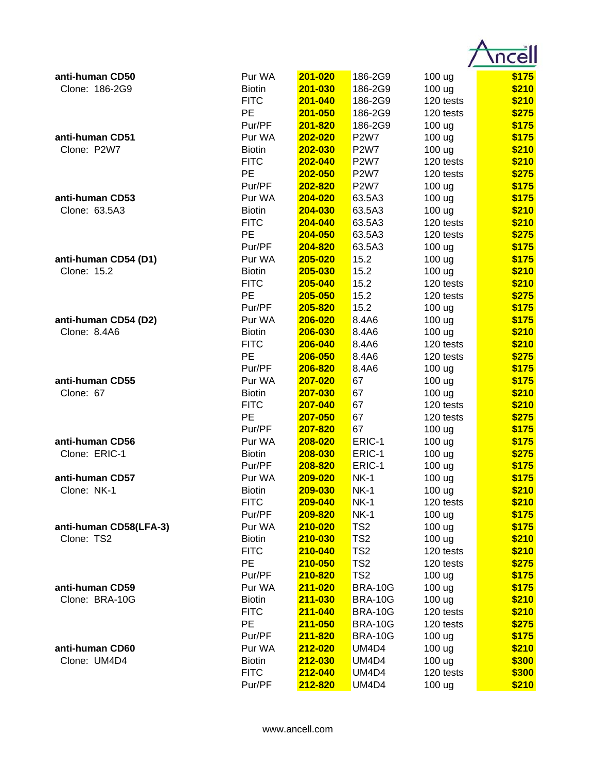| | | | | | |
|---|---|---|---|---|---|
| **anti-human CD50** | Pur WA | **201-020** | 186-2G9 | 100 ug | **$175** |
| Clone: 186-2G9 | Biotin | **201-030** | 186-2G9 | 100 ug | **$210** |
| | FITC | **201-040** | 186-2G9 | 120 tests | **$210** |
| | PE | **201-050** | 186-2G9 | 120 tests | **$275** |
| | Pur/PF | **201-820** | 186-2G9 | 100 ug | **$175** |
| **anti-human CD51** | Pur WA | **202-020** | P2W7 | 100 ug | **$175** |
| Clone: P2W7 | Biotin | **202-030** | P2W7 | 100 ug | **$210** |
| | FITC | **202-040** | P2W7 | 120 tests | **$210** |
| | PE | **202-050** | P2W7 | 120 tests | **$275** |
| | Pur/PF | **202-820** | P2W7 | 100 ug | **$175** |
| **anti-human CD53** | Pur WA | **204-020** | 63.5A3 | 100 ug | **$175** |
| Clone: 63.5A3 | Biotin | **204-030** | 63.5A3 | 100 ug | **$210** |
| | FITC | **204-040** | 63.5A3 | 120 tests | **$210** |
| | PE | **204-050** | 63.5A3 | 120 tests | **$275** |
| | Pur/PF | **204-820** | 63.5A3 | 100 ug | **$175** |
| **anti-human CD54 (D1)** | Pur WA | **205-020** | 15.2 | 100 ug | **$175** |
| Clone: 15.2 | Biotin | **205-030** | 15.2 | 100 ug | **$210** |
| | FITC | **205-040** | 15.2 | 120 tests | **$210** |
| | PE | **205-050** | 15.2 | 120 tests | **$275** |
| | Pur/PF | **205-820** | 15.2 | 100 ug | **$175** |
| **anti-human CD54 (D2)** | Pur WA | **206-020** | 8.4A6 | 100 ug | **$175** |
| Clone: 8.4A6 | Biotin | **206-030** | 8.4A6 | 100 ug | **$210** |
| | FITC | **206-040** | 8.4A6 | 120 tests | **$210** |
| | PE | **206-050** | 8.4A6 | 120 tests | **$275** |
| | Pur/PF | **206-820** | 8.4A6 | 100 ug | **$175** |
| **anti-human CD55** | Pur WA | **207-020** | 67 | 100 ug | **$175** |
| Clone: 67 | Biotin | **207-030** | 67 | 100 ug | **$210** |
| | FITC | **207-040** | 67 | 120 tests | **$210** |
| | PE | **207-050** | 67 | 120 tests | **$275** |
| | Pur/PF | **207-820** | 67 | 100 ug | **$175** |
| **anti-human CD56** | Pur WA | **208-020** | ERIC-1 | 100 ug | **$175** |
| Clone: ERIC-1 | Biotin | **208-030** | ERIC-1 | 100 ug | **$275** |
| | Pur/PF | **208-820** | ERIC-1 | 100 ug | **$175** |
| **anti-human CD57** | Pur WA | **209-020** | NK-1 | 100 ug | **$175** |
| Clone: NK-1 | Biotin | **209-030** | NK-1 | 100 ug | **$210** |
| | FITC | **209-040** | NK-1 | 120 tests | **$210** |
| | Pur/PF | **209-820** | NK-1 | 100 ug | **$175** |
| **anti-human CD58(LFA-3)** | Pur WA | **210-020** | TS2 | 100 ug | **$175** |
| Clone: TS2 | Biotin | **210-030** | TS2 | 100 ug | **$210** |
| | FITC | **210-040** | TS2 | 120 tests | **$210** |
| | PE | **210-050** | TS2 | 120 tests | **$275** |
| | Pur/PF | **210-820** | TS2 | 100 ug | **$175** |
| **anti-human CD59** | Pur WA | **211-020** | BRA-10G | 100 ug | **$175** |
| Clone: BRA-10G | Biotin | **211-030** | BRA-10G | 100 ug | **$210** |
| | FITC | **211-040** | BRA-10G | 120 tests | **$210** |
| | PE | **211-050** | BRA-10G | 120 tests | **$275** |
| | Pur/PF | **211-820** | BRA-10G | 100 ug | **$175** |
| **anti-human CD60** | Pur WA | **212-020** | UM4D4 | 100 ug | **$210** |
| Clone: UM4D4 | Biotin | **212-030** | UM4D4 | 100 ug | **$300** |
| | FITC | **212-040** | UM4D4 | 120 tests | **$300** |
| | Pur/PF | **212-820** | UM4D4 | 100 ug | **$210** |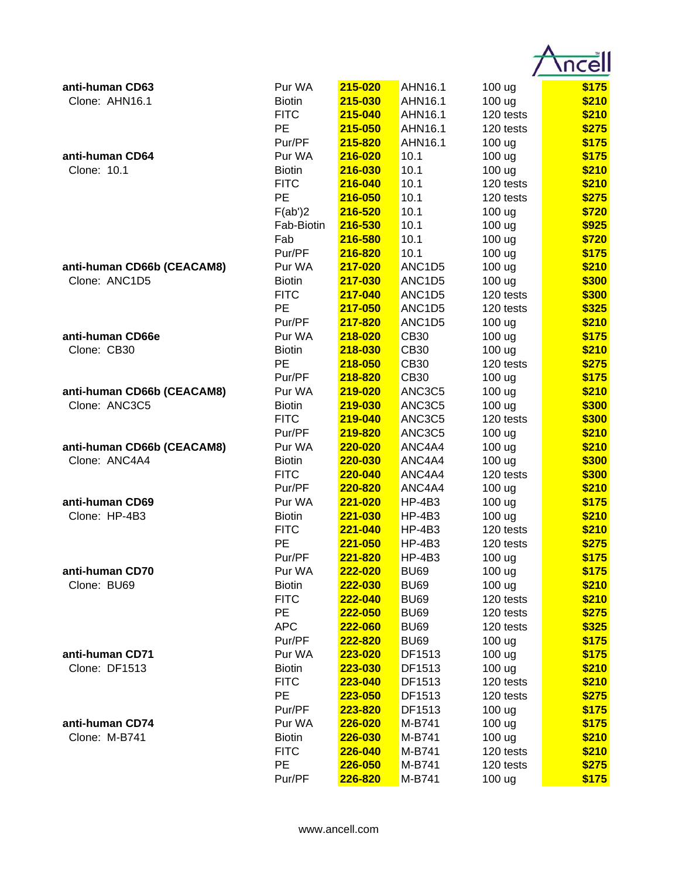| | | | | | |
|---|---|---|---|---|---|
| **anti-human CD63** | Pur WA | **215-020** | AHN16.1 | 100 ug | **$175** |
| Clone: AHN16.1 | Biotin | **215-030** | AHN16.1 | 100 ug | **$210** |
| | FITC | **215-040** | AHN16.1 | 120 tests | **$210** |
| | PE | **215-050** | AHN16.1 | 120 tests | **$275** |
| | Pur/PF | **215-820** | AHN16.1 | 100 ug | **$175** |
| **anti-human CD64** | Pur WA | **216-020** | 10.1 | 100 ug | **$175** |
| Clone: 10.1 | Biotin | **216-030** | 10.1 | 100 ug | **$210** |
| | FITC | **216-040** | 10.1 | 120 tests | **$210** |
| | PE | **216-050** | 10.1 | 120 tests | **$275** |
| | F(ab')2 | **216-520** | 10.1 | 100 ug | **$720** |
| | Fab-Biotin | **216-530** | 10.1 | 100 ug | **$925** |
| | Fab | **216-580** | 10.1 | 100 ug | **$720** |
| | Pur/PF | **216-820** | 10.1 | 100 ug | **$175** |
| **anti-human CD66b (CEACAM8)** | Pur WA | **217-020** | ANC1D5 | 100 ug | **$210** |
| Clone: ANC1D5 | Biotin | **217-030** | ANC1D5 | 100 ug | **$300** |
| | FITC | **217-040** | ANC1D5 | 120 tests | **$300** |
| | PE | **217-050** | ANC1D5 | 120 tests | **$325** |
| | Pur/PF | **217-820** | ANC1D5 | 100 ug | **$210** |
| **anti-human CD66e** | Pur WA | **218-020** | CB30 | 100 ug | **$175** |
| Clone: CB30 | Biotin | **218-030** | CB30 | 100 ug | **$210** |
| | PE | **218-050** | CB30 | 120 tests | **$275** |
| | Pur/PF | **218-820** | CB30 | 100 ug | **$175** |
| **anti-human CD66b (CEACAM8)** | Pur WA | **219-020** | ANC3C5 | 100 ug | **$210** |
| Clone: ANC3C5 | Biotin | **219-030** | ANC3C5 | 100 ug | **$300** |
| | FITC | **219-040** | ANC3C5 | 120 tests | **$300** |
| | Pur/PF | **219-820** | ANC3C5 | 100 ug | **$210** |
| **anti-human CD66b (CEACAM8)** | Pur WA | **220-020** | ANC4A4 | 100 ug | **$210** |
| Clone: ANC4A4 | Biotin | **220-030** | ANC4A4 | 100 ug | **$300** |
| | FITC | **220-040** | ANC4A4 | 120 tests | **$300** |
| | Pur/PF | **220-820** | ANC4A4 | 100 ug | **$210** |
| **anti-human CD69** | Pur WA | **221-020** | HP-4B3 | 100 ug | **$175** |
| Clone: HP-4B3 | Biotin | **221-030** | HP-4B3 | 100 ug | **$210** |
| | FITC | **221-040** | HP-4B3 | 120 tests | **$210** |
| | PE | **221-050** | HP-4B3 | 120 tests | **$275** |
| | Pur/PF | **221-820** | HP-4B3 | 100 ug | **$175** |
| **anti-human CD70** | Pur WA | **222-020** | BU69 | 100 ug | **$175** |
| Clone: BU69 | Biotin | **222-030** | BU69 | 100 ug | **$210** |
| | FITC | **222-040** | BU69 | 120 tests | **$210** |
| | PE | **222-050** | BU69 | 120 tests | **$275** |
| | APC | **222-060** | BU69 | 120 tests | **$325** |
| | Pur/PF | **222-820** | BU69 | 100 ug | **$175** |
| **anti-human CD71** | Pur WA | **223-020** | DF1513 | 100 ug | **$175** |
| Clone: DF1513 | Biotin | **223-030** | DF1513 | 100 ug | **$210** |
| | FITC | **223-040** | DF1513 | 120 tests | **$210** |
| | PE | **223-050** | DF1513 | 120 tests | **$275** |
| | Pur/PF | **223-820** | DF1513 | 100 ug | **$175** |
| **anti-human CD74** | Pur WA | **226-020** | M-B741 | 100 ug | **$175** |
| Clone: M-B741 | Biotin | **226-030** | M-B741 | 100 ug | **$210** |
| | FITC | **226-040** | M-B741 | 120 tests | **$210** |
| | PE | **226-050** | M-B741 | 120 tests | **$275** |
| | Pur/PF | **226-820** | M-B741 | 100 ug | **$175** |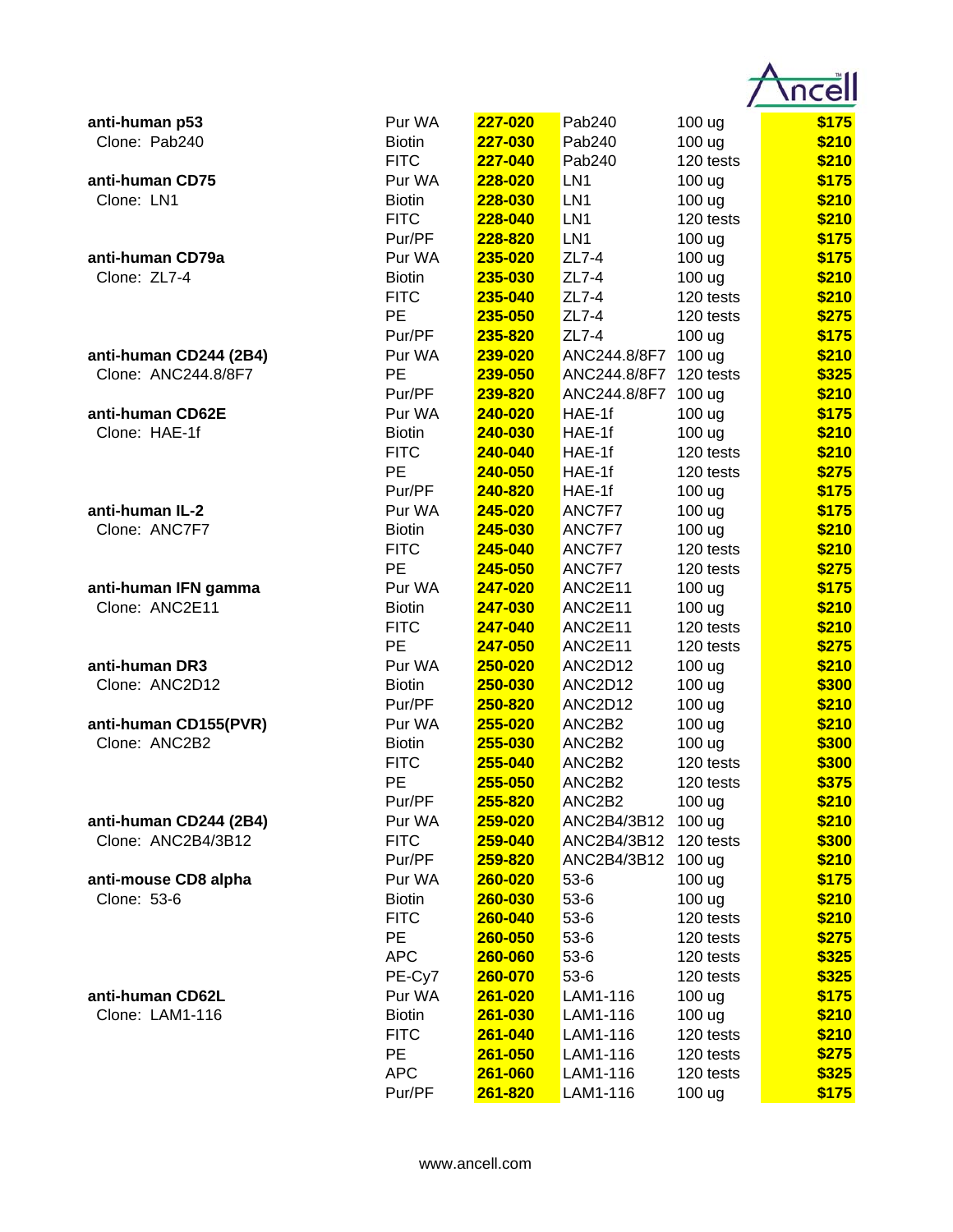| Product | Format | Cat. No. | Clone | Size | Price |
|---|---|---|---|---|---|
| **anti-human p53** | Pur WA | **227-020** | Pab240 | 100 ug | **$175** |
| Clone: Pab240 | Biotin | **227-030** | Pab240 | 100 ug | **$210** |
| | FITC | **227-040** | Pab240 | 120 tests | **$210** |
| **anti-human CD75** | Pur WA | **228-020** | LN1 | 100 ug | **$175** |
| Clone: LN1 | Biotin | **228-030** | LN1 | 100 ug | **$210** |
| | FITC | **228-040** | LN1 | 120 tests | **$210** |
| | Pur/PF | **228-820** | LN1 | 100 ug | **$175** |
| **anti-human CD79a** | Pur WA | **235-020** | ZL7-4 | 100 ug | **$175** |
| Clone: ZL7-4 | Biotin | **235-030** | ZL7-4 | 100 ug | **$210** |
| | FITC | **235-040** | ZL7-4 | 120 tests | **$210** |
| | PE | **235-050** | ZL7-4 | 120 tests | **$275** |
| | Pur/PF | **235-820** | ZL7-4 | 100 ug | **$175** |
| **anti-human CD244 (2B4)** | Pur WA | **239-020** | ANC244.8/8F7 | 100 ug | **$210** |
| Clone: ANC244.8/8F7 | PE | **239-050** | ANC244.8/8F7 | 120 tests | **$325** |
| | Pur/PF | **239-820** | ANC244.8/8F7 | 100 ug | **$210** |
| **anti-human CD62E** | Pur WA | **240-020** | HAE-1f | 100 ug | **$175** |
| Clone: HAE-1f | Biotin | **240-030** | HAE-1f | 100 ug | **$210** |
| | FITC | **240-040** | HAE-1f | 120 tests | **$210** |
| | PE | **240-050** | HAE-1f | 120 tests | **$275** |
| | Pur/PF | **240-820** | HAE-1f | 100 ug | **$175** |
| **anti-human IL-2** | Pur WA | **245-020** | ANC7F7 | 100 ug | **$175** |
| Clone: ANC7F7 | Biotin | **245-030** | ANC7F7 | 100 ug | **$210** |
| | FITC | **245-040** | ANC7F7 | 120 tests | **$210** |
| | PE | **245-050** | ANC7F7 | 120 tests | **$275** |
| **anti-human IFN gamma** | Pur WA | **247-020** | ANC2E11 | 100 ug | **$175** |
| Clone: ANC2E11 | Biotin | **247-030** | ANC2E11 | 100 ug | **$210** |
| | FITC | **247-040** | ANC2E11 | 120 tests | **$210** |
| | PE | **247-050** | ANC2E11 | 120 tests | **$275** |
| **anti-human DR3** | Pur WA | **250-020** | ANC2D12 | 100 ug | **$210** |
| Clone: ANC2D12 | Biotin | **250-030** | ANC2D12 | 100 ug | **$300** |
| | Pur/PF | **250-820** | ANC2D12 | 100 ug | **$210** |
| **anti-human CD155(PVR)** | Pur WA | **255-020** | ANC2B2 | 100 ug | **$210** |
| Clone: ANC2B2 | Biotin | **255-030** | ANC2B2 | 100 ug | **$300** |
| | FITC | **255-040** | ANC2B2 | 120 tests | **$300** |
| | PE | **255-050** | ANC2B2 | 120 tests | **$375** |
| | Pur/PF | **255-820** | ANC2B2 | 100 ug | **$210** |
| **anti-human CD244 (2B4)** | Pur WA | **259-020** | ANC2B4/3B12 | 100 ug | **$210** |
| Clone: ANC2B4/3B12 | FITC | **259-040** | ANC2B4/3B12 | 120 tests | **$300** |
| | Pur/PF | **259-820** | ANC2B4/3B12 | 100 ug | **$210** |
| **anti-mouse CD8 alpha** | Pur WA | **260-020** | 53-6 | 100 ug | **$175** |
| Clone: 53-6 | Biotin | **260-030** | 53-6 | 100 ug | **$210** |
| | FITC | **260-040** | 53-6 | 120 tests | **$210** |
| | PE | **260-050** | 53-6 | 120 tests | **$275** |
| | APC | **260-060** | 53-6 | 120 tests | **$325** |
| | PE-Cy7 | **260-070** | 53-6 | 120 tests | **$325** |
| **anti-human CD62L** | Pur WA | **261-020** | LAM1-116 | 100 ug | **$175** |
| Clone: LAM1-116 | Biotin | **261-030** | LAM1-116 | 100 ug | **$210** |
| | FITC | **261-040** | LAM1-116 | 120 tests | **$210** |
| | PE | **261-050** | LAM1-116 | 120 tests | **$275** |
| | APC | **261-060** | LAM1-116 | 120 tests | **$325** |
| | Pur/PF | **261-820** | LAM1-116 | 100 ug | **$175** |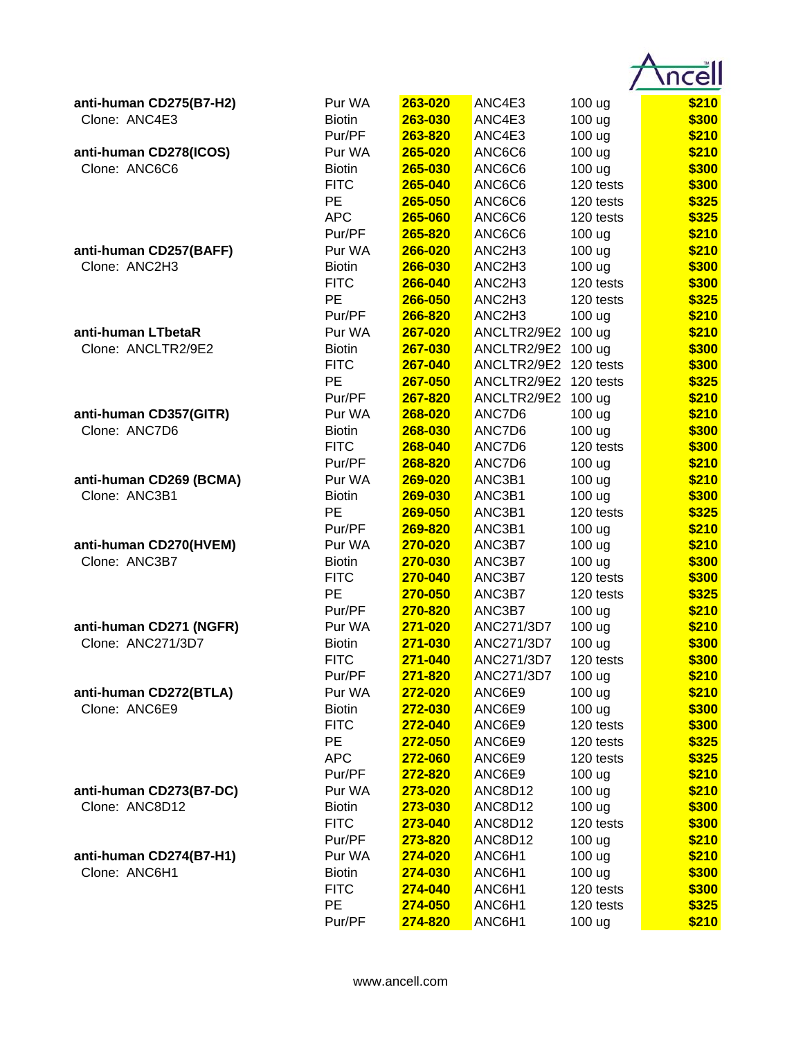| Product | Format | Cat. No. | Clone | Size | Price |
|---|---|---|---|---|---|
| **anti-human CD275(B7-H2)** | Pur WA | **263-020** | ANC4E3 | 100 ug | **$210** |
| Clone: ANC4E3 | Biotin | **263-030** | ANC4E3 | 100 ug | **$300** |
| | Pur/PF | **263-820** | ANC4E3 | 100 ug | **$210** |
| **anti-human CD278(ICOS)** | Pur WA | **265-020** | ANC6C6 | 100 ug | **$210** |
| Clone: ANC6C6 | Biotin | **265-030** | ANC6C6 | 100 ug | **$300** |
| | FITC | **265-040** | ANC6C6 | 120 tests | **$300** |
| | PE | **265-050** | ANC6C6 | 120 tests | **$325** |
| | APC | **265-060** | ANC6C6 | 120 tests | **$325** |
| | Pur/PF | **265-820** | ANC6C6 | 100 ug | **$210** |
| **anti-human CD257(BAFF)** | Pur WA | **266-020** | ANC2H3 | 100 ug | **$210** |
| Clone: ANC2H3 | Biotin | **266-030** | ANC2H3 | 100 ug | **$300** |
| | FITC | **266-040** | ANC2H3 | 120 tests | **$300** |
| | PE | **266-050** | ANC2H3 | 120 tests | **$325** |
| | Pur/PF | **266-820** | ANC2H3 | 100 ug | **$210** |
| **anti-human LTbetaR** | Pur WA | **267-020** | ANCLTR2/9E2 | 100 ug | **$210** |
| Clone: ANCLTR2/9E2 | Biotin | **267-030** | ANCLTR2/9E2 | 100 ug | **$300** |
| | FITC | **267-040** | ANCLTR2/9E2 | 120 tests | **$300** |
| | PE | **267-050** | ANCLTR2/9E2 | 120 tests | **$325** |
| | Pur/PF | **267-820** | ANCLTR2/9E2 | 100 ug | **$210** |
| **anti-human CD357(GITR)** | Pur WA | **268-020** | ANC7D6 | 100 ug | **$210** |
| Clone: ANC7D6 | Biotin | **268-030** | ANC7D6 | 100 ug | **$300** |
| | FITC | **268-040** | ANC7D6 | 120 tests | **$300** |
| | Pur/PF | **268-820** | ANC7D6 | 100 ug | **$210** |
| **anti-human CD269 (BCMA)** | Pur WA | **269-020** | ANC3B1 | 100 ug | **$210** |
| Clone: ANC3B1 | Biotin | **269-030** | ANC3B1 | 100 ug | **$300** |
| | PE | **269-050** | ANC3B1 | 120 tests | **$325** |
| | Pur/PF | **269-820** | ANC3B1 | 100 ug | **$210** |
| **anti-human CD270(HVEM)** | Pur WA | **270-020** | ANC3B7 | 100 ug | **$210** |
| Clone: ANC3B7 | Biotin | **270-030** | ANC3B7 | 100 ug | **$300** |
| | FITC | **270-040** | ANC3B7 | 120 tests | **$300** |
| | PE | **270-050** | ANC3B7 | 120 tests | **$325** |
| | Pur/PF | **270-820** | ANC3B7 | 100 ug | **$210** |
| **anti-human CD271 (NGFR)** | Pur WA | **271-020** | ANC271/3D7 | 100 ug | **$210** |
| Clone: ANC271/3D7 | Biotin | **271-030** | ANC271/3D7 | 100 ug | **$300** |
| | FITC | **271-040** | ANC271/3D7 | 120 tests | **$300** |
| | Pur/PF | **271-820** | ANC271/3D7 | 100 ug | **$210** |
| **anti-human CD272(BTLA)** | Pur WA | **272-020** | ANC6E9 | 100 ug | **$210** |
| Clone: ANC6E9 | Biotin | **272-030** | ANC6E9 | 100 ug | **$300** |
| | FITC | **272-040** | ANC6E9 | 120 tests | **$300** |
| | PE | **272-050** | ANC6E9 | 120 tests | **$325** |
| | APC | **272-060** | ANC6E9 | 120 tests | **$325** |
| | Pur/PF | **272-820** | ANC6E9 | 100 ug | **$210** |
| **anti-human CD273(B7-DC)** | Pur WA | **273-020** | ANC8D12 | 100 ug | **$210** |
| Clone: ANC8D12 | Biotin | **273-030** | ANC8D12 | 100 ug | **$300** |
| | FITC | **273-040** | ANC8D12 | 120 tests | **$300** |
| | Pur/PF | **273-820** | ANC8D12 | 100 ug | **$210** |
| **anti-human CD274(B7-H1)** | Pur WA | **274-020** | ANC6H1 | 100 ug | **$210** |
| Clone: ANC6H1 | Biotin | **274-030** | ANC6H1 | 100 ug | **$300** |
| | FITC | **274-040** | ANC6H1 | 120 tests | **$300** |
| | PE | **274-050** | ANC6H1 | 120 tests | **$325** |
| | Pur/PF | **274-820** | ANC6H1 | 100 ug | **$210** |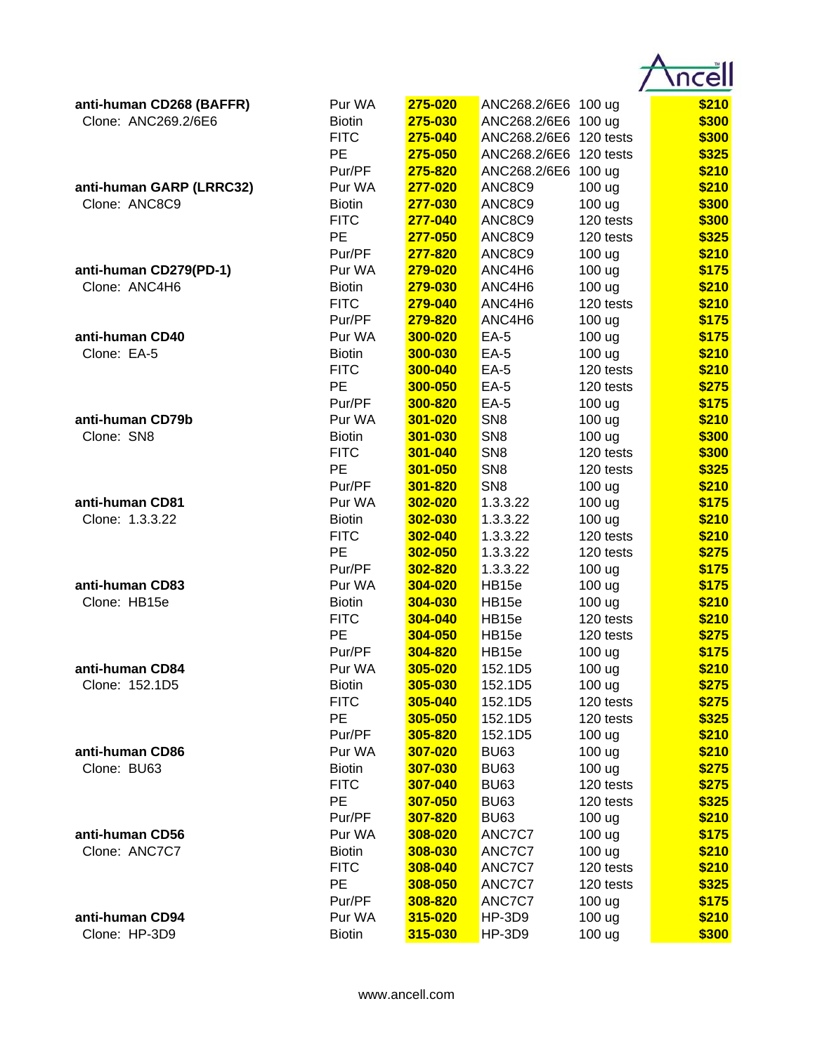| Product | Format | Cat. No. | Clone | Size | Price |
|---|---|---|---|---|---|
| **anti-human CD268 (BAFFR)** | Pur WA | **275-020** | ANC268.2/6E6 | 100 ug | **$210** |
| Clone: ANC269.2/6E6 | Biotin | **275-030** | ANC268.2/6E6 | 100 ug | **$300** |
| | FITC | **275-040** | ANC268.2/6E6 | 120 tests | **$300** |
| | PE | **275-050** | ANC268.2/6E6 | 120 tests | **$325** |
| | Pur/PF | **275-820** | ANC268.2/6E6 | 100 ug | **$210** |
| **anti-human GARP (LRRC32)** | Pur WA | **277-020** | ANC8C9 | 100 ug | **$210** |
| Clone: ANC8C9 | Biotin | **277-030** | ANC8C9 | 100 ug | **$300** |
| | FITC | **277-040** | ANC8C9 | 120 tests | **$300** |
| | PE | **277-050** | ANC8C9 | 120 tests | **$325** |
| | Pur/PF | **277-820** | ANC8C9 | 100 ug | **$210** |
| **anti-human CD279(PD-1)** | Pur WA | **279-020** | ANC4H6 | 100 ug | **$175** |
| Clone: ANC4H6 | Biotin | **279-030** | ANC4H6 | 100 ug | **$210** |
| | FITC | **279-040** | ANC4H6 | 120 tests | **$210** |
| | Pur/PF | **279-820** | ANC4H6 | 100 ug | **$175** |
| **anti-human CD40** | Pur WA | **300-020** | EA-5 | 100 ug | **$175** |
| Clone: EA-5 | Biotin | **300-030** | EA-5 | 100 ug | **$210** |
| | FITC | **300-040** | EA-5 | 120 tests | **$210** |
| | PE | **300-050** | EA-5 | 120 tests | **$275** |
| | Pur/PF | **300-820** | EA-5 | 100 ug | **$175** |
| **anti-human CD79b** | Pur WA | **301-020** | SN8 | 100 ug | **$210** |
| Clone: SN8 | Biotin | **301-030** | SN8 | 100 ug | **$300** |
| | FITC | **301-040** | SN8 | 120 tests | **$300** |
| | PE | **301-050** | SN8 | 120 tests | **$325** |
| | Pur/PF | **301-820** | SN8 | 100 ug | **$210** |
| **anti-human CD81** | Pur WA | **302-020** | 1.3.3.22 | 100 ug | **$175** |
| Clone: 1.3.3.22 | Biotin | **302-030** | 1.3.3.22 | 100 ug | **$210** |
| | FITC | **302-040** | 1.3.3.22 | 120 tests | **$210** |
| | PE | **302-050** | 1.3.3.22 | 120 tests | **$275** |
| | Pur/PF | **302-820** | 1.3.3.22 | 100 ug | **$175** |
| **anti-human CD83** | Pur WA | **304-020** | HB15e | 100 ug | **$175** |
| Clone: HB15e | Biotin | **304-030** | HB15e | 100 ug | **$210** |
| | FITC | **304-040** | HB15e | 120 tests | **$210** |
| | PE | **304-050** | HB15e | 120 tests | **$275** |
| | Pur/PF | **304-820** | HB15e | 100 ug | **$175** |
| **anti-human CD84** | Pur WA | **305-020** | 152.1D5 | 100 ug | **$210** |
| Clone: 152.1D5 | Biotin | **305-030** | 152.1D5 | 100 ug | **$275** |
| | FITC | **305-040** | 152.1D5 | 120 tests | **$275** |
| | PE | **305-050** | 152.1D5 | 120 tests | **$325** |
| | Pur/PF | **305-820** | 152.1D5 | 100 ug | **$210** |
| **anti-human CD86** | Pur WA | **307-020** | BU63 | 100 ug | **$210** |
| Clone: BU63 | Biotin | **307-030** | BU63 | 100 ug | **$275** |
| | FITC | **307-040** | BU63 | 120 tests | **$275** |
| | PE | **307-050** | BU63 | 120 tests | **$325** |
| | Pur/PF | **307-820** | BU63 | 100 ug | **$210** |
| **anti-human CD56** | Pur WA | **308-020** | ANC7C7 | 100 ug | **$175** |
| Clone: ANC7C7 | Biotin | **308-030** | ANC7C7 | 100 ug | **$210** |
| | FITC | **308-040** | ANC7C7 | 120 tests | **$210** |
| | PE | **308-050** | ANC7C7 | 120 tests | **$325** |
| | Pur/PF | **308-820** | ANC7C7 | 100 ug | **$175** |
| **anti-human CD94** | Pur WA | **315-020** | HP-3D9 | 100 ug | **$210** |
| Clone: HP-3D9 | Biotin | **315-030** | HP-3D9 | 100 ug | **$300** |

www.ancell.com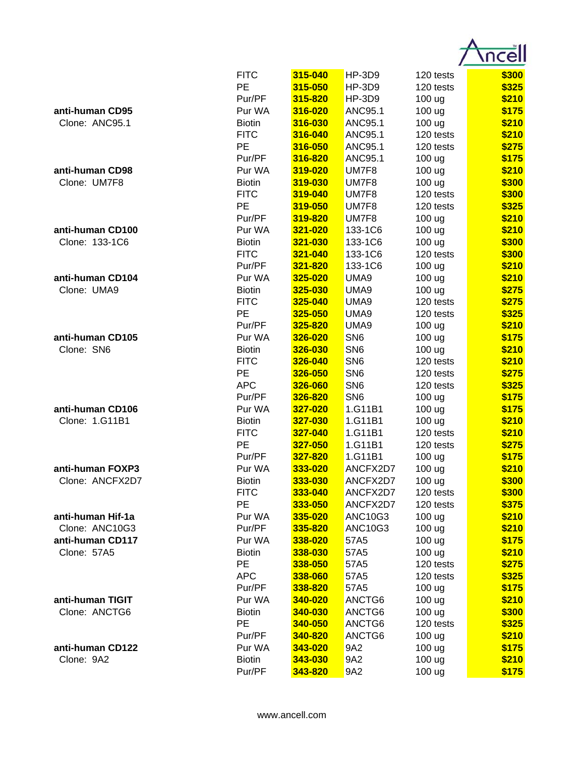| | | | | | |
|---|---|---|---|---|---|
| | FITC | **315-040** | HP-3D9 | 120 tests | **$300** |
| | PE | **315-050** | HP-3D9 | 120 tests | **$325** |
| | Pur/PF | **315-820** | HP-3D9 | 100 ug | **$210** |
| **anti-human CD95** | Pur WA | **316-020** | ANC95.1 | 100 ug | **$175** |
| Clone: ANC95.1 | Biotin | **316-030** | ANC95.1 | 100 ug | **$210** |
| | FITC | **316-040** | ANC95.1 | 120 tests | **$210** |
| | PE | **316-050** | ANC95.1 | 120 tests | **$275** |
| | Pur/PF | **316-820** | ANC95.1 | 100 ug | **$175** |
| **anti-human CD98** | Pur WA | **319-020** | UM7F8 | 100 ug | **$210** |
| Clone: UM7F8 | Biotin | **319-030** | UM7F8 | 100 ug | **$300** |
| | FITC | **319-040** | UM7F8 | 120 tests | **$300** |
| | PE | **319-050** | UM7F8 | 120 tests | **$325** |
| | Pur/PF | **319-820** | UM7F8 | 100 ug | **$210** |
| **anti-human CD100** | Pur WA | **321-020** | 133-1C6 | 100 ug | **$210** |
| Clone: 133-1C6 | Biotin | **321-030** | 133-1C6 | 100 ug | **$300** |
| | FITC | **321-040** | 133-1C6 | 120 tests | **$300** |
| | Pur/PF | **321-820** | 133-1C6 | 100 ug | **$210** |
| **anti-human CD104** | Pur WA | **325-020** | UMA9 | 100 ug | **$210** |
| Clone: UMA9 | Biotin | **325-030** | UMA9 | 100 ug | **$275** |
| | FITC | **325-040** | UMA9 | 120 tests | **$275** |
| | PE | **325-050** | UMA9 | 120 tests | **$325** |
| | Pur/PF | **325-820** | UMA9 | 100 ug | **$210** |
| **anti-human CD105** | Pur WA | **326-020** | SN6 | 100 ug | **$175** |
| Clone: SN6 | Biotin | **326-030** | SN6 | 100 ug | **$210** |
| | FITC | **326-040** | SN6 | 120 tests | **$210** |
| | PE | **326-050** | SN6 | 120 tests | **$275** |
| | APC | **326-060** | SN6 | 120 tests | **$325** |
| | Pur/PF | **326-820** | SN6 | 100 ug | **$175** |
| **anti-human CD106** | Pur WA | **327-020** | 1.G11B1 | 100 ug | **$175** |
| Clone: 1.G11B1 | Biotin | **327-030** | 1.G11B1 | 100 ug | **$210** |
| | FITC | **327-040** | 1.G11B1 | 120 tests | **$210** |
| | PE | **327-050** | 1.G11B1 | 120 tests | **$275** |
| | Pur/PF | **327-820** | 1.G11B1 | 100 ug | **$175** |
| **anti-human FOXP3** | Pur WA | **333-020** | ANCFX2D7 | 100 ug | **$210** |
| Clone: ANCFX2D7 | Biotin | **333-030** | ANCFX2D7 | 100 ug | **$300** |
| | FITC | **333-040** | ANCFX2D7 | 120 tests | **$300** |
| | PE | **333-050** | ANCFX2D7 | 120 tests | **$375** |
| **anti-human Hif-1a** | Pur WA | **335-020** | ANC10G3 | 100 ug | **$210** |
| Clone: ANC10G3 | Pur/PF | **335-820** | ANC10G3 | 100 ug | **$210** |
| **anti-human CD117** | Pur WA | **338-020** | 57A5 | 100 ug | **$175** |
| Clone: 57A5 | Biotin | **338-030** | 57A5 | 100 ug | **$210** |
| | PE | **338-050** | 57A5 | 120 tests | **$275** |
| | APC | **338-060** | 57A5 | 120 tests | **$325** |
| | Pur/PF | **338-820** | 57A5 | 100 ug | **$175** |
| **anti-human TIGIT** | Pur WA | **340-020** | ANCTG6 | 100 ug | **$210** |
| Clone: ANCTG6 | Biotin | **340-030** | ANCTG6 | 100 ug | **$300** |
| | PE | **340-050** | ANCTG6 | 120 tests | **$325** |
| | Pur/PF | **340-820** | ANCTG6 | 100 ug | **$210** |
| **anti-human CD122** | Pur WA | **343-020** | 9A2 | 100 ug | **$175** |
| Clone: 9A2 | Biotin | **343-030** | 9A2 | 100 ug | **$210** |
| | Pur/PF | **343-820** | 9A2 | 100 ug | **$175** |

www.ancell.com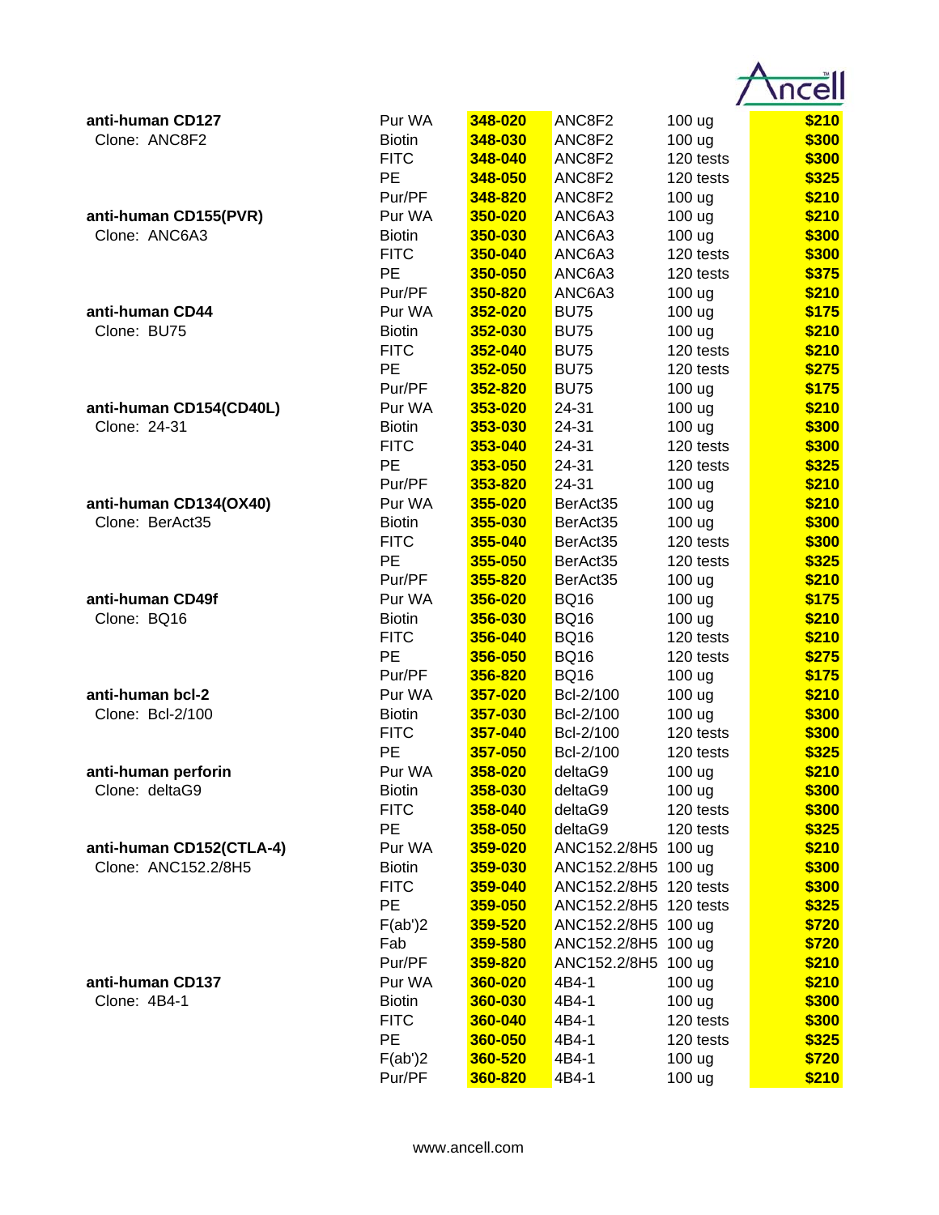| | | | | | |
|---|---|---|---|---|---|
| **anti-human CD127** | Pur WA | **348-020** | ANC8F2 | 100 ug | **$210** |
| Clone: ANC8F2 | Biotin | **348-030** | ANC8F2 | 100 ug | **$300** |
| | FITC | **348-040** | ANC8F2 | 120 tests | **$300** |
| | PE | **348-050** | ANC8F2 | 120 tests | **$325** |
| | Pur/PF | **348-820** | ANC8F2 | 100 ug | **$210** |
| **anti-human CD155(PVR)** | Pur WA | **350-020** | ANC6A3 | 100 ug | **$210** |
| Clone: ANC6A3 | Biotin | **350-030** | ANC6A3 | 100 ug | **$300** |
| | FITC | **350-040** | ANC6A3 | 120 tests | **$300** |
| | PE | **350-050** | ANC6A3 | 120 tests | **$375** |
| | Pur/PF | **350-820** | ANC6A3 | 100 ug | **$210** |
| **anti-human CD44** | Pur WA | **352-020** | BU75 | 100 ug | **$175** |
| Clone: BU75 | Biotin | **352-030** | BU75 | 100 ug | **$210** |
| | FITC | **352-040** | BU75 | 120 tests | **$210** |
| | PE | **352-050** | BU75 | 120 tests | **$275** |
| | Pur/PF | **352-820** | BU75 | 100 ug | **$175** |
| **anti-human CD154(CD40L)** | Pur WA | **353-020** | 24-31 | 100 ug | **$210** |
| Clone: 24-31 | Biotin | **353-030** | 24-31 | 100 ug | **$300** |
| | FITC | **353-040** | 24-31 | 120 tests | **$300** |
| | PE | **353-050** | 24-31 | 120 tests | **$325** |
| | Pur/PF | **353-820** | 24-31 | 100 ug | **$210** |
| **anti-human CD134(OX40)** | Pur WA | **355-020** | BerAct35 | 100 ug | **$210** |
| Clone: BerAct35 | Biotin | **355-030** | BerAct35 | 100 ug | **$300** |
| | FITC | **355-040** | BerAct35 | 120 tests | **$300** |
| | PE | **355-050** | BerAct35 | 120 tests | **$325** |
| | Pur/PF | **355-820** | BerAct35 | 100 ug | **$210** |
| **anti-human CD49f** | Pur WA | **356-020** | BQ16 | 100 ug | **$175** |
| Clone: BQ16 | Biotin | **356-030** | BQ16 | 100 ug | **$210** |
| | FITC | **356-040** | BQ16 | 120 tests | **$210** |
| | PE | **356-050** | BQ16 | 120 tests | **$275** |
| | Pur/PF | **356-820** | BQ16 | 100 ug | **$175** |
| **anti-human bcl-2** | Pur WA | **357-020** | Bcl-2/100 | 100 ug | **$210** |
| Clone: Bcl-2/100 | Biotin | **357-030** | Bcl-2/100 | 100 ug | **$300** |
| | FITC | **357-040** | Bcl-2/100 | 120 tests | **$300** |
| | PE | **357-050** | Bcl-2/100 | 120 tests | **$325** |
| **anti-human perforin** | Pur WA | **358-020** | deltaG9 | 100 ug | **$210** |
| Clone: deltaG9 | Biotin | **358-030** | deltaG9 | 100 ug | **$300** |
| | FITC | **358-040** | deltaG9 | 120 tests | **$300** |
| | PE | **358-050** | deltaG9 | 120 tests | **$325** |
| **anti-human CD152(CTLA-4)** | Pur WA | **359-020** | ANC152.2/8H5 | 100 ug | **$210** |
| Clone: ANC152.2/8H5 | Biotin | **359-030** | ANC152.2/8H5 | 100 ug | **$300** |
| | FITC | **359-040** | ANC152.2/8H5 | 120 tests | **$300** |
| | PE | **359-050** | ANC152.2/8H5 | 120 tests | **$325** |
| | F(ab')2 | **359-520** | ANC152.2/8H5 | 100 ug | **$720** |
| | Fab | **359-580** | ANC152.2/8H5 | 100 ug | **$720** |
| | Pur/PF | **359-820** | ANC152.2/8H5 | 100 ug | **$210** |
| **anti-human CD137** | Pur WA | **360-020** | 4B4-1 | 100 ug | **$210** |
| Clone: 4B4-1 | Biotin | **360-030** | 4B4-1 | 100 ug | **$300** |
| | FITC | **360-040** | 4B4-1 | 120 tests | **$300** |
| | PE | **360-050** | 4B4-1 | 120 tests | **$325** |
| | F(ab')2 | **360-520** | 4B4-1 | 100 ug | **$720** |
| | Pur/PF | **360-820** | 4B4-1 | 100 ug | **$210** |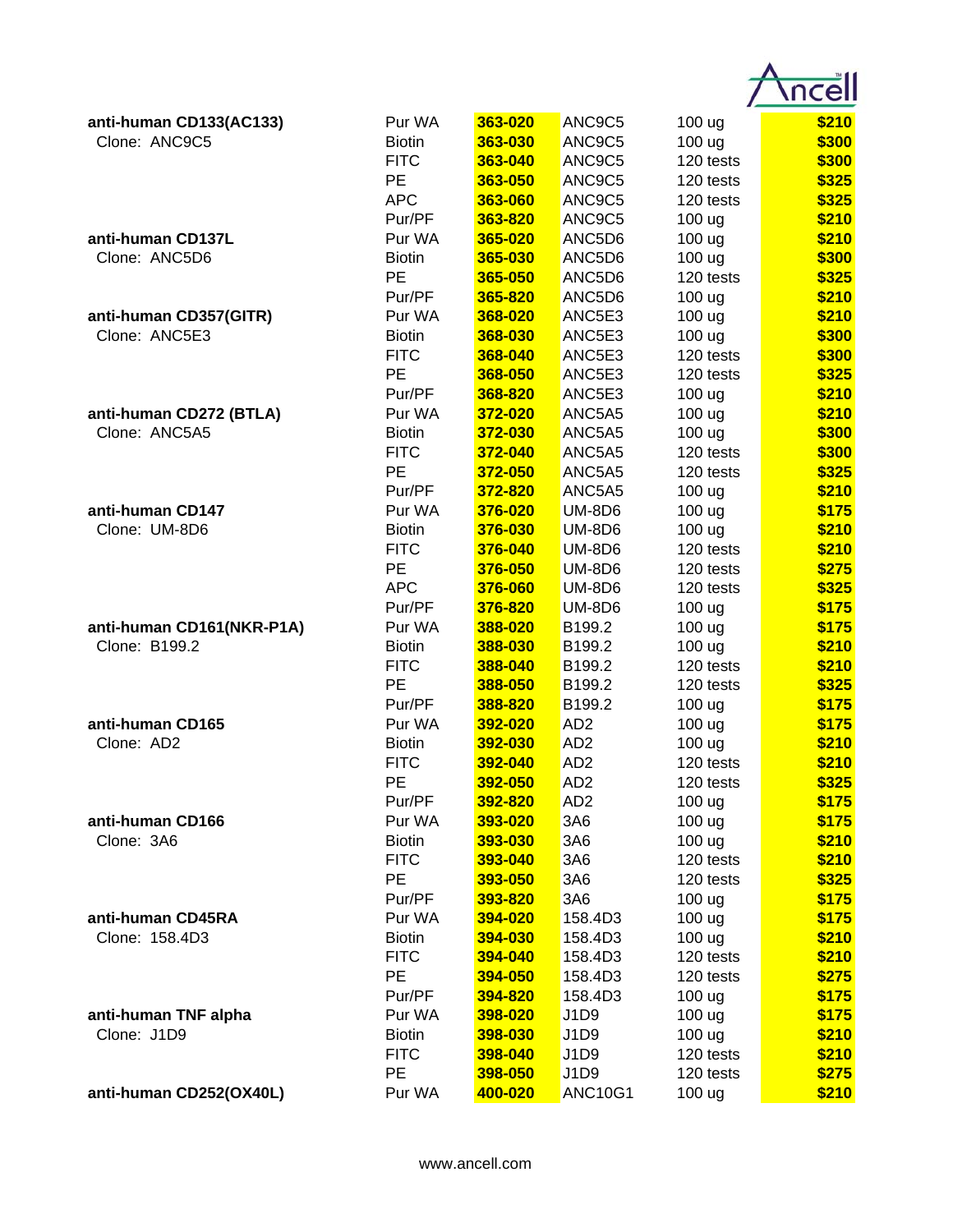| Product | Format | Cat. No. | Clone | Size | Price |
|---|---|---|---|---|---|
| **anti-human CD133(AC133)** | Pur WA | **363-020** | ANC9C5 | 100 ug | **$210** |
| Clone: ANC9C5 | Biotin | **363-030** | ANC9C5 | 100 ug | **$300** |
| | FITC | **363-040** | ANC9C5 | 120 tests | **$300** |
| | PE | **363-050** | ANC9C5 | 120 tests | **$325** |
| | APC | **363-060** | ANC9C5 | 120 tests | **$325** |
| | Pur/PF | **363-820** | ANC9C5 | 100 ug | **$210** |
| **anti-human CD137L** | Pur WA | **365-020** | ANC5D6 | 100 ug | **$210** |
| Clone: ANC5D6 | Biotin | **365-030** | ANC5D6 | 100 ug | **$300** |
| | PE | **365-050** | ANC5D6 | 120 tests | **$325** |
| | Pur/PF | **365-820** | ANC5D6 | 100 ug | **$210** |
| **anti-human CD357(GITR)** | Pur WA | **368-020** | ANC5E3 | 100 ug | **$210** |
| Clone: ANC5E3 | Biotin | **368-030** | ANC5E3 | 100 ug | **$300** |
| | FITC | **368-040** | ANC5E3 | 120 tests | **$300** |
| | PE | **368-050** | ANC5E3 | 120 tests | **$325** |
| | Pur/PF | **368-820** | ANC5E3 | 100 ug | **$210** |
| **anti-human CD272 (BTLA)** | Pur WA | **372-020** | ANC5A5 | 100 ug | **$210** |
| Clone: ANC5A5 | Biotin | **372-030** | ANC5A5 | 100 ug | **$300** |
| | FITC | **372-040** | ANC5A5 | 120 tests | **$300** |
| | PE | **372-050** | ANC5A5 | 120 tests | **$325** |
| | Pur/PF | **372-820** | ANC5A5 | 100 ug | **$210** |
| **anti-human CD147** | Pur WA | **376-020** | UM-8D6 | 100 ug | **$175** |
| Clone: UM-8D6 | Biotin | **376-030** | UM-8D6 | 100 ug | **$210** |
| | FITC | **376-040** | UM-8D6 | 120 tests | **$210** |
| | PE | **376-050** | UM-8D6 | 120 tests | **$275** |
| | APC | **376-060** | UM-8D6 | 120 tests | **$325** |
| | Pur/PF | **376-820** | UM-8D6 | 100 ug | **$175** |
| **anti-human CD161(NKR-P1A)** | Pur WA | **388-020** | B199.2 | 100 ug | **$175** |
| Clone: B199.2 | Biotin | **388-030** | B199.2 | 100 ug | **$210** |
| | FITC | **388-040** | B199.2 | 120 tests | **$210** |
| | PE | **388-050** | B199.2 | 120 tests | **$325** |
| | Pur/PF | **388-820** | B199.2 | 100 ug | **$175** |
| **anti-human CD165** | Pur WA | **392-020** | AD2 | 100 ug | **$175** |
| Clone: AD2 | Biotin | **392-030** | AD2 | 100 ug | **$210** |
| | FITC | **392-040** | AD2 | 120 tests | **$210** |
| | PE | **392-050** | AD2 | 120 tests | **$325** |
| | Pur/PF | **392-820** | AD2 | 100 ug | **$175** |
| **anti-human CD166** | Pur WA | **393-020** | 3A6 | 100 ug | **$175** |
| Clone: 3A6 | Biotin | **393-030** | 3A6 | 100 ug | **$210** |
| | FITC | **393-040** | 3A6 | 120 tests | **$210** |
| | PE | **393-050** | 3A6 | 120 tests | **$325** |
| | Pur/PF | **393-820** | 3A6 | 100 ug | **$175** |
| **anti-human CD45RA** | Pur WA | **394-020** | 158.4D3 | 100 ug | **$175** |
| Clone: 158.4D3 | Biotin | **394-030** | 158.4D3 | 100 ug | **$210** |
| | FITC | **394-040** | 158.4D3 | 120 tests | **$210** |
| | PE | **394-050** | 158.4D3 | 120 tests | **$275** |
| | Pur/PF | **394-820** | 158.4D3 | 100 ug | **$175** |
| **anti-human TNF alpha** | Pur WA | **398-020** | J1D9 | 100 ug | **$175** |
| Clone: J1D9 | Biotin | **398-030** | J1D9 | 100 ug | **$210** |
| | FITC | **398-040** | J1D9 | 120 tests | **$210** |
| | PE | **398-050** | J1D9 | 120 tests | **$275** |
| **anti-human CD252(OX40L)** | Pur WA | **400-020** | ANC10G1 | 100 ug | **$210** |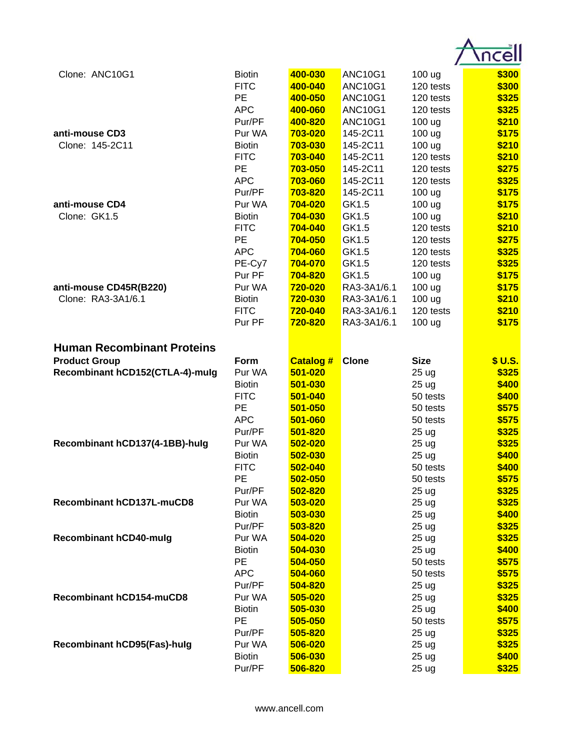| | | | | | |
|---|---|---|---|---|---|
| Clone: ANC10G1 | Biotin | 400-030 | ANC10G1 | 100 ug | $300 |
| | FITC | 400-040 | ANC10G1 | 120 tests | $300 |
| | PE | 400-050 | ANC10G1 | 120 tests | $325 |
| | APC | 400-060 | ANC10G1 | 120 tests | $325 |
| | Pur/PF | 400-820 | ANC10G1 | 100 ug | $210 |
| **anti-mouse CD3** | Pur WA | 703-020 | 145-2C11 | 100 ug | $175 |
| Clone: 145-2C11 | Biotin | 703-030 | 145-2C11 | 100 ug | $210 |
| | FITC | 703-040 | 145-2C11 | 120 tests | $210 |
| | PE | 703-050 | 145-2C11 | 120 tests | $275 |
| | APC | 703-060 | 145-2C11 | 120 tests | $325 |
| | Pur/PF | 703-820 | 145-2C11 | 100 ug | $175 |
| **anti-mouse CD4** | Pur WA | 704-020 | GK1.5 | 100 ug | $175 |
| Clone: GK1.5 | Biotin | 704-030 | GK1.5 | 100 ug | $210 |
| | FITC | 704-040 | GK1.5 | 120 tests | $210 |
| | PE | 704-050 | GK1.5 | 120 tests | $275 |
| | APC | 704-060 | GK1.5 | 120 tests | $325 |
| | PE-Cy7 | 704-070 | GK1.5 | 120 tests | $325 |
| | Pur PF | 704-820 | GK1.5 | 100 ug | $175 |
| **anti-mouse CD45R(B220)** | Pur WA | 720-020 | RA3-3A1/6.1 | 100 ug | $175 |
| Clone: RA3-3A1/6.1 | Biotin | 720-030 | RA3-3A1/6.1 | 100 ug | $210 |
| | FITC | 720-040 | RA3-3A1/6.1 | 120 tests | $210 |
| | Pur PF | 720-820 | RA3-3A1/6.1 | 100 ug | $175 |

## Human Recombinant Proteins

| Product Group | Form | Catalog # | Clone | Size | $ U.S. |
|---|---|---|---|---|---|
| **Recombinant hCD152(CTLA-4)-muIg** | Pur WA | 501-020 | | 25 ug | $325 |
| | Biotin | 501-030 | | 25 ug | $400 |
| | FITC | 501-040 | | 50 tests | $400 |
| | PE | 501-050 | | 50 tests | $575 |
| | APC | 501-060 | | 50 tests | $575 |
| | Pur/PF | 501-820 | | 25 ug | $325 |
| **Recombinant hCD137(4-1BB)-huIg** | Pur WA | 502-020 | | 25 ug | $325 |
| | Biotin | 502-030 | | 25 ug | $400 |
| | FITC | 502-040 | | 50 tests | $400 |
| | PE | 502-050 | | 50 tests | $575 |
| | Pur/PF | 502-820 | | 25 ug | $325 |
| **Recombinant hCD137L-muCD8** | Pur WA | 503-020 | | 25 ug | $325 |
| | Biotin | 503-030 | | 25 ug | $400 |
| | Pur/PF | 503-820 | | 25 ug | $325 |
| **Recombinant hCD40-muIg** | Pur WA | 504-020 | | 25 ug | $325 |
| | Biotin | 504-030 | | 25 ug | $400 |
| | PE | 504-050 | | 50 tests | $575 |
| | APC | 504-060 | | 50 tests | $575 |
| | Pur/PF | 504-820 | | 25 ug | $325 |
| **Recombinant hCD154-muCD8** | Pur WA | 505-020 | | 25 ug | $325 |
| | Biotin | 505-030 | | 25 ug | $400 |
| | PE | 505-050 | | 50 tests | $575 |
| | Pur/PF | 505-820 | | 25 ug | $325 |
| **Recombinant hCD95(Fas)-huIg** | Pur WA | 506-020 | | 25 ug | $325 |
| | Biotin | 506-030 | | 25 ug | $400 |
| | Pur/PF | 506-820 | | 25 ug | $325 |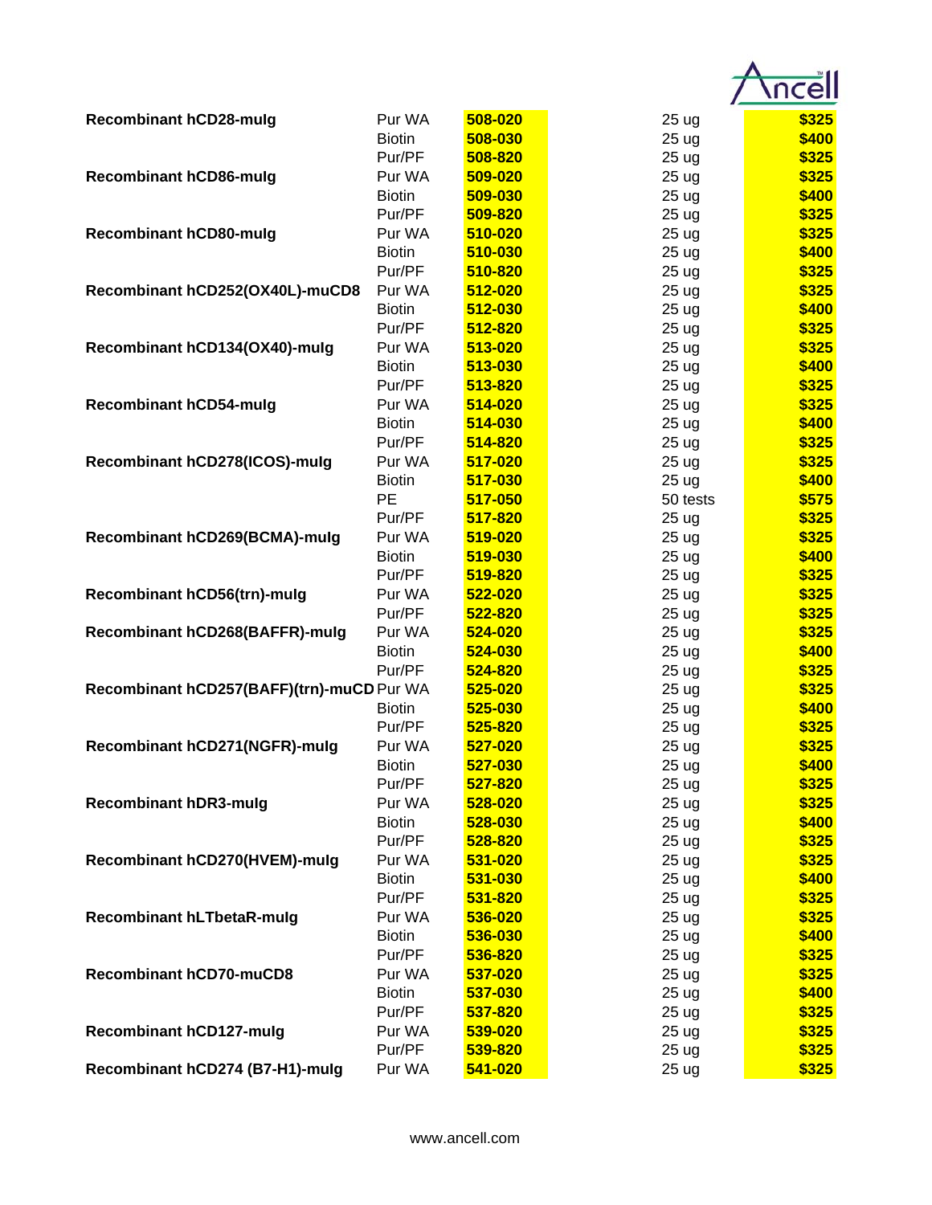| Product | Format | Cat. No. | Size | Price |
|---|---|---|---|---|
| **Recombinant hCD28-muIg** | Pur WA | 508-020 | 25 ug | $325 |
| | Biotin | 508-030 | 25 ug | $400 |
| | Pur/PF | 508-820 | 25 ug | $325 |
| **Recombinant hCD86-muIg** | Pur WA | 509-020 | 25 ug | $325 |
| | Biotin | 509-030 | 25 ug | $400 |
| | Pur/PF | 509-820 | 25 ug | $325 |
| **Recombinant hCD80-muIg** | Pur WA | 510-020 | 25 ug | $325 |
| | Biotin | 510-030 | 25 ug | $400 |
| | Pur/PF | 510-820 | 25 ug | $325 |
| **Recombinant hCD252(OX40L)-muCD8** | Pur WA | 512-020 | 25 ug | $325 |
| | Biotin | 512-030 | 25 ug | $400 |
| | Pur/PF | 512-820 | 25 ug | $325 |
| **Recombinant hCD134(OX40)-muIg** | Pur WA | 513-020 | 25 ug | $325 |
| | Biotin | 513-030 | 25 ug | $400 |
| | Pur/PF | 513-820 | 25 ug | $325 |
| **Recombinant hCD54-muIg** | Pur WA | 514-020 | 25 ug | $325 |
| | Biotin | 514-030 | 25 ug | $400 |
| | Pur/PF | 514-820 | 25 ug | $325 |
| **Recombinant hCD278(ICOS)-muIg** | Pur WA | 517-020 | 25 ug | $325 |
| | Biotin | 517-030 | 25 ug | $400 |
| | PE | 517-050 | 50 tests | $575 |
| | Pur/PF | 517-820 | 25 ug | $325 |
| **Recombinant hCD269(BCMA)-muIg** | Pur WA | 519-020 | 25 ug | $325 |
| | Biotin | 519-030 | 25 ug | $400 |
| | Pur/PF | 519-820 | 25 ug | $325 |
| **Recombinant hCD56(trn)-muIg** | Pur WA | 522-020 | 25 ug | $325 |
| | Pur/PF | 522-820 | 25 ug | $325 |
| **Recombinant hCD268(BAFFR)-muIg** | Pur WA | 524-020 | 25 ug | $325 |
| | Biotin | 524-030 | 25 ug | $400 |
| | Pur/PF | 524-820 | 25 ug | $325 |
| **Recombinant hCD257(BAFF)(trn)-muCD** | Pur WA | 525-020 | 25 ug | $325 |
| | Biotin | 525-030 | 25 ug | $400 |
| | Pur/PF | 525-820 | 25 ug | $325 |
| **Recombinant hCD271(NGFR)-muIg** | Pur WA | 527-020 | 25 ug | $325 |
| | Biotin | 527-030 | 25 ug | $400 |
| | Pur/PF | 527-820 | 25 ug | $325 |
| **Recombinant hDR3-muIg** | Pur WA | 528-020 | 25 ug | $325 |
| | Biotin | 528-030 | 25 ug | $400 |
| | Pur/PF | 528-820 | 25 ug | $325 |
| **Recombinant hCD270(HVEM)-muIg** | Pur WA | 531-020 | 25 ug | $325 |
| | Biotin | 531-030 | 25 ug | $400 |
| | Pur/PF | 531-820 | 25 ug | $325 |
| **Recombinant hLTbetaR-muIg** | Pur WA | 536-020 | 25 ug | $325 |
| | Biotin | 536-030 | 25 ug | $400 |
| | Pur/PF | 536-820 | 25 ug | $325 |
| **Recombinant hCD70-muCD8** | Pur WA | 537-020 | 25 ug | $325 |
| | Biotin | 537-030 | 25 ug | $400 |
| | Pur/PF | 537-820 | 25 ug | $325 |
| **Recombinant hCD127-muIg** | Pur WA | 539-020 | 25 ug | $325 |
| | Pur/PF | 539-820 | 25 ug | $325 |
| **Recombinant hCD274 (B7-H1)-muIg** | Pur WA | 541-020 | 25 ug | $325 |

www.ancell.com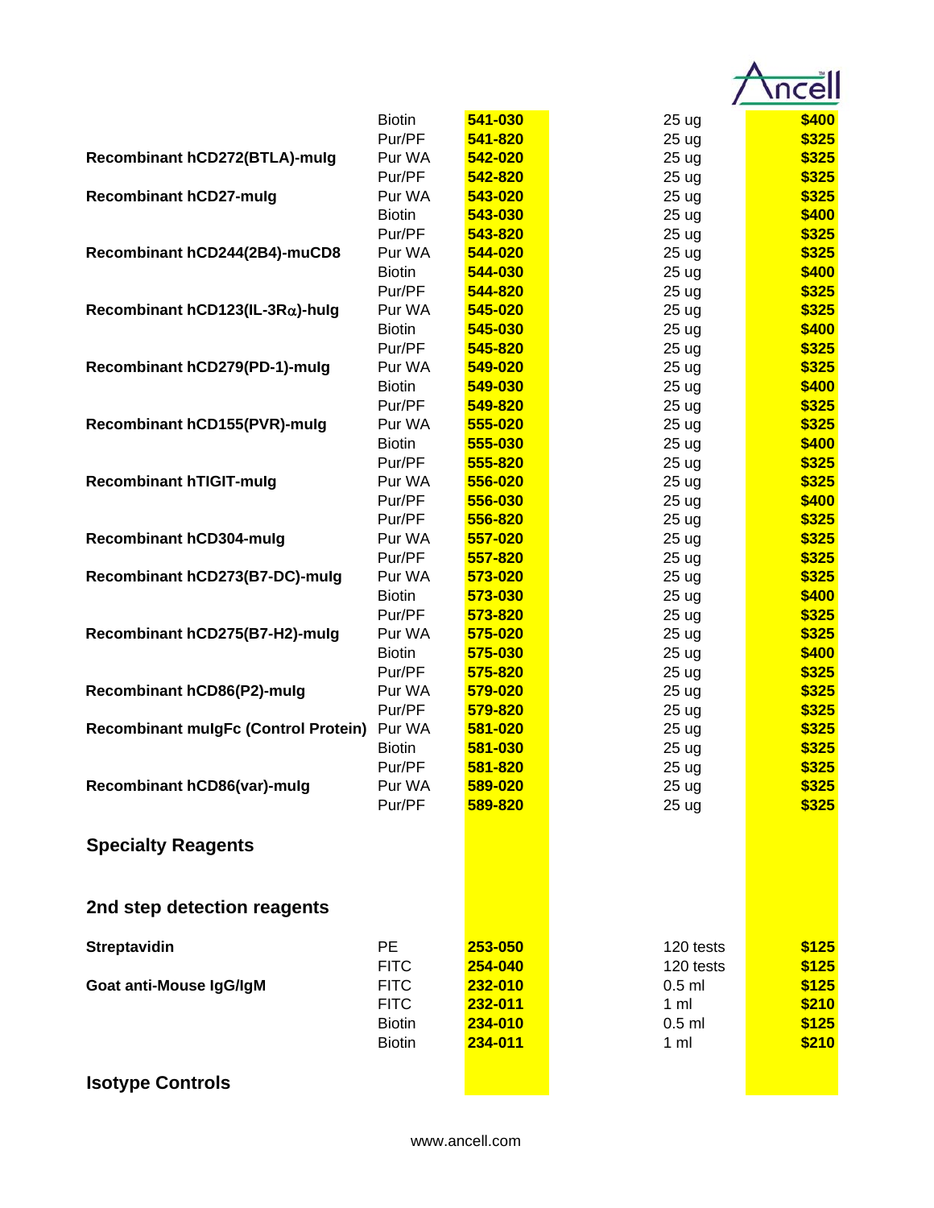| | | | | |
|---|---|---|---|---|
| | Biotin | **541-030** | 25 ug | **$400** |
| | Pur/PF | **541-820** | 25 ug | **$325** |
| **Recombinant hCD272(BTLA)-muIg** | Pur WA | **542-020** | 25 ug | **$325** |
| | Pur/PF | **542-820** | 25 ug | **$325** |
| **Recombinant hCD27-muIg** | Pur WA | **543-020** | 25 ug | **$325** |
| | Biotin | **543-030** | 25 ug | **$400** |
| | Pur/PF | **543-820** | 25 ug | **$325** |
| **Recombinant hCD244(2B4)-muCD8** | Pur WA | **544-020** | 25 ug | **$325** |
| | Biotin | **544-030** | 25 ug | **$400** |
| | Pur/PF | **544-820** | 25 ug | **$325** |
| **Recombinant hCD123(IL-3Rα)-huIg** | Pur WA | **545-020** | 25 ug | **$325** |
| | Biotin | **545-030** | 25 ug | **$400** |
| | Pur/PF | **545-820** | 25 ug | **$325** |
| **Recombinant hCD279(PD-1)-muIg** | Pur WA | **549-020** | 25 ug | **$325** |
| | Biotin | **549-030** | 25 ug | **$400** |
| | Pur/PF | **549-820** | 25 ug | **$325** |
| **Recombinant hCD155(PVR)-muIg** | Pur WA | **555-020** | 25 ug | **$325** |
| | Biotin | **555-030** | 25 ug | **$400** |
| | Pur/PF | **555-820** | 25 ug | **$325** |
| **Recombinant hTIGIT-muIg** | Pur WA | **556-020** | 25 ug | **$325** |
| | Pur/PF | **556-030** | 25 ug | **$400** |
| | Pur/PF | **556-820** | 25 ug | **$325** |
| **Recombinant hCD304-muIg** | Pur WA | **557-020** | 25 ug | **$325** |
| | Pur/PF | **557-820** | 25 ug | **$325** |
| **Recombinant hCD273(B7-DC)-muIg** | Pur WA | **573-020** | 25 ug | **$325** |
| | Biotin | **573-030** | 25 ug | **$400** |
| | Pur/PF | **573-820** | 25 ug | **$325** |
| **Recombinant hCD275(B7-H2)-muIg** | Pur WA | **575-020** | 25 ug | **$325** |
| | Biotin | **575-030** | 25 ug | **$400** |
| | Pur/PF | **575-820** | 25 ug | **$325** |
| **Recombinant hCD86(P2)-muIg** | Pur WA | **579-020** | 25 ug | **$325** |
| | Pur/PF | **579-820** | 25 ug | **$325** |
| **Recombinant muIgFc (Control Protein)** | Pur WA | **581-020** | 25 ug | **$325** |
| | Biotin | **581-030** | 25 ug | **$325** |
| | Pur/PF | **581-820** | 25 ug | **$325** |
| **Recombinant hCD86(var)-muIg** | Pur WA | **589-020** | 25 ug | **$325** |
| | Pur/PF | **589-820** | 25 ug | **$325** |

## Specialty Reagents

## 2nd step detection reagents

| | | | | |
|---|---|---|---|---|
| **Streptavidin** | PE | **253-050** | 120 tests | **$125** |
| | FITC | **254-040** | 120 tests | **$125** |
| **Goat anti-Mouse IgG/IgM** | FITC | **232-010** | 0.5 ml | **$125** |
| | FITC | **232-011** | 1 ml | **$210** |
| | Biotin | **234-010** | 0.5 ml | **$125** |
| | Biotin | **234-011** | 1 ml | **$210** |

## Isotype Controls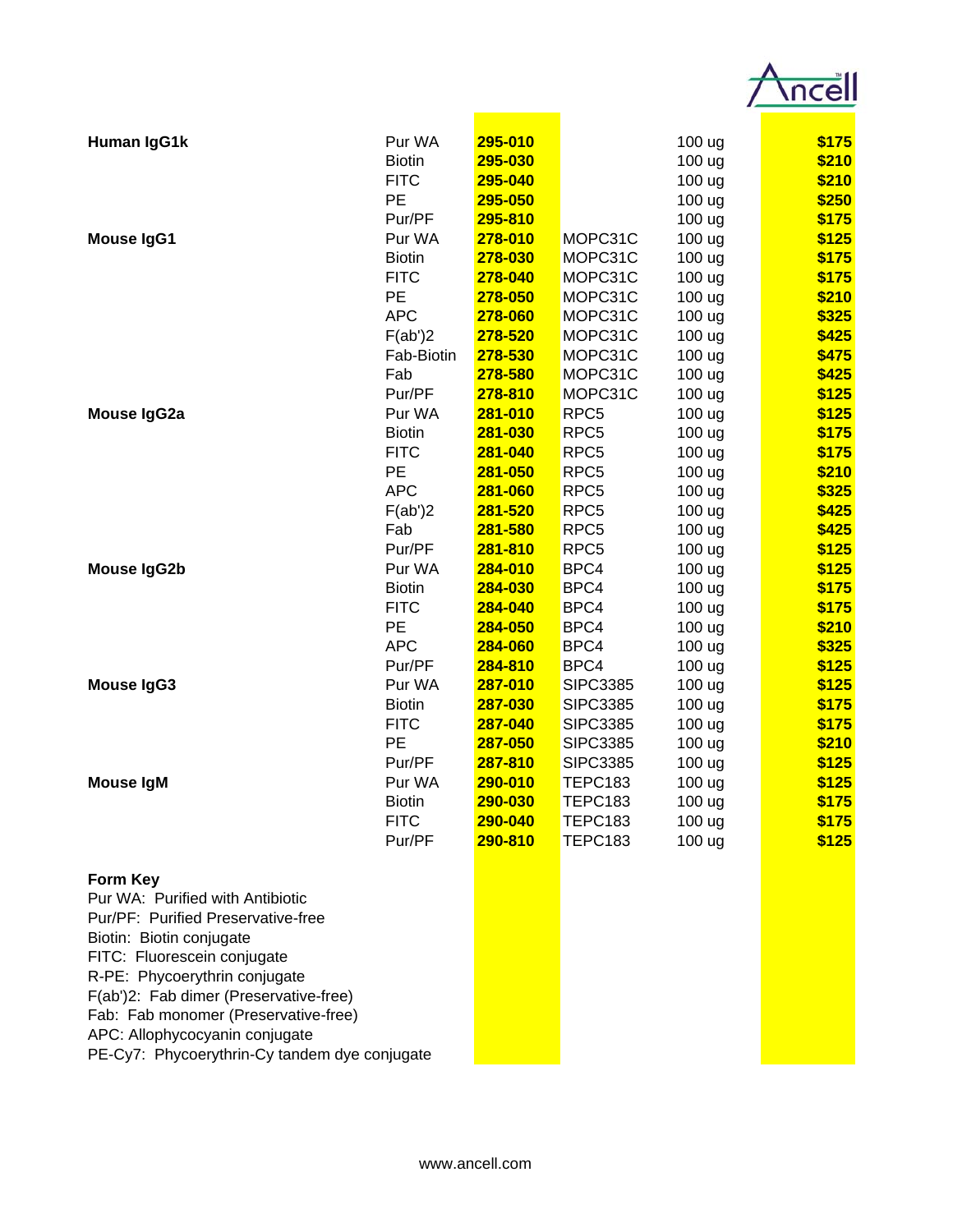| | | | | | |
|---|---|---|---|---|---|
| **Human IgG1k** | Pur WA | **295-010** | | 100 ug | **$175** |
| | Biotin | **295-030** | | 100 ug | **$210** |
| | FITC | **295-040** | | 100 ug | **$210** |
| | PE | **295-050** | | 100 ug | **$250** |
| | Pur/PF | **295-810** | | 100 ug | **$175** |
| **Mouse IgG1** | Pur WA | **278-010** | MOPC31C | 100 ug | **$125** |
| | Biotin | **278-030** | MOPC31C | 100 ug | **$175** |
| | FITC | **278-040** | MOPC31C | 100 ug | **$175** |
| | PE | **278-050** | MOPC31C | 100 ug | **$210** |
| | APC | **278-060** | MOPC31C | 100 ug | **$325** |
| | F(ab')2 | **278-520** | MOPC31C | 100 ug | **$425** |
| | Fab-Biotin | **278-530** | MOPC31C | 100 ug | **$475** |
| | Fab | **278-580** | MOPC31C | 100 ug | **$425** |
| | Pur/PF | **278-810** | MOPC31C | 100 ug | **$125** |
| **Mouse IgG2a** | Pur WA | **281-010** | RPC5 | 100 ug | **$125** |
| | Biotin | **281-030** | RPC5 | 100 ug | **$175** |
| | FITC | **281-040** | RPC5 | 100 ug | **$175** |
| | PE | **281-050** | RPC5 | 100 ug | **$210** |
| | APC | **281-060** | RPC5 | 100 ug | **$325** |
| | F(ab')2 | **281-520** | RPC5 | 100 ug | **$425** |
| | Fab | **281-580** | RPC5 | 100 ug | **$425** |
| | Pur/PF | **281-810** | RPC5 | 100 ug | **$125** |
| **Mouse IgG2b** | Pur WA | **284-010** | BPC4 | 100 ug | **$125** |
| | Biotin | **284-030** | BPC4 | 100 ug | **$175** |
| | FITC | **284-040** | BPC4 | 100 ug | **$175** |
| | PE | **284-050** | BPC4 | 100 ug | **$210** |
| | APC | **284-060** | BPC4 | 100 ug | **$325** |
| | Pur/PF | **284-810** | BPC4 | 100 ug | **$125** |
| **Mouse IgG3** | Pur WA | **287-010** | SIPC3385 | 100 ug | **$125** |
| | Biotin | **287-030** | SIPC3385 | 100 ug | **$175** |
| | FITC | **287-040** | SIPC3385 | 100 ug | **$175** |
| | PE | **287-050** | SIPC3385 | 100 ug | **$210** |
| | Pur/PF | **287-810** | SIPC3385 | 100 ug | **$125** |
| **Mouse IgM** | Pur WA | **290-010** | TEPC183 | 100 ug | **$125** |
| | Biotin | **290-030** | TEPC183 | 100 ug | **$175** |
| | FITC | **290-040** | TEPC183 | 100 ug | **$175** |
| | Pur/PF | **290-810** | TEPC183 | 100 ug | **$125** |

**Form Key**

Pur WA: Purified with Antibiotic
Pur/PF: Purified Preservative-free
Biotin: Biotin conjugate
FITC: Fluorescein conjugate
R-PE: Phycoerythrin conjugate
F(ab')2: Fab dimer (Preservative-free)
Fab: Fab monomer (Preservative-free)
APC: Allophycocyanin conjugate
PE-Cy7: Phycoerythrin-Cy tandem dye conjugate